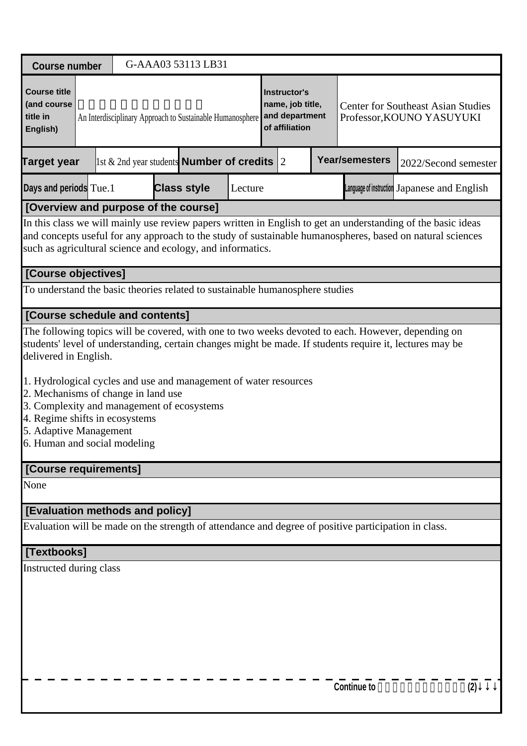| Course number | G-AAA03 53113 LB31 | | | | | | |
|---|---|---|---|---|---|---|---|
| Course title (and course title in English) | 　　　　　　　　　　　 An Interdisciplinary Approach to Sustainable Humanosphere | | | Instructor's name, job title, and department of affiliation | Center for Southeast Asian Studies Professor,KOUNO YASUYUKI | | |
| Target year | 1st & 2nd year students | Number of credits | 2 | Year/semesters | 2022/Second semester | | |
| Days and periods | Tue.1 | Class style | Lecture | Language of instruction | Japanese and English | | |

## [Overview and purpose of the course]

In this class we will mainly use review papers written in English to get an understanding of the basic ideas and concepts useful for any approach to the study of sustainable humanospheres, based on natural sciences such as agricultural science and ecology, and informatics.

## [Course objectives]

To understand the basic theories related to sustainable humanosphere studies

## [Course schedule and contents]

The following topics will be covered, with one to two weeks devoted to each. However, depending on students' level of understanding, certain changes might be made. If students require it, lectures may be delivered in English.

1. Hydrological cycles and use and management of water resources
2. Mechanisms of change in land use
3. Complexity and management of ecosystems
4. Regime shifts in ecosystems
5. Adaptive Management
6. Human and social modeling

## [Course requirements]

None

## [Evaluation methods and policy]

Evaluation will be made on the strength of attendance and degree of positive participation in class.

## [Textbooks]

Instructed during class

Continue to 　　　　　　　　　　　(2)↓↓↓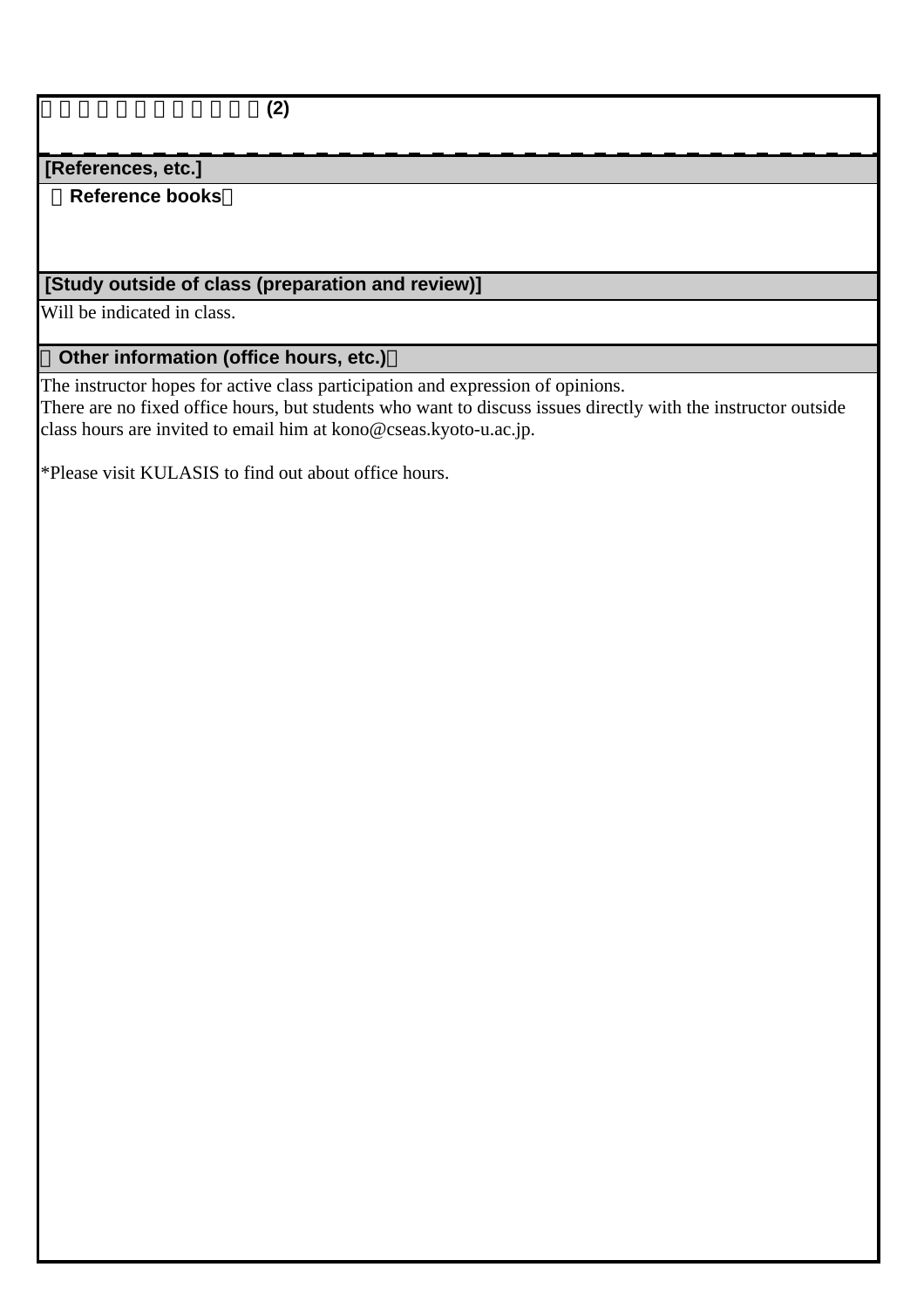□□□□□□□□□□□□(2)

## [References, etc.]

**（Reference books）**

## [Study outside of class (preparation and review)]

Will be indicated in class.

## （Other information (office hours, etc.)）

The instructor hopes for active class participation and expression of opinions.
There are no fixed office hours, but students who want to discuss issues directly with the instructor outside class hours are invited to email him at kono@cseas.kyoto-u.ac.jp.

*Please visit KULASIS to find out about office hours.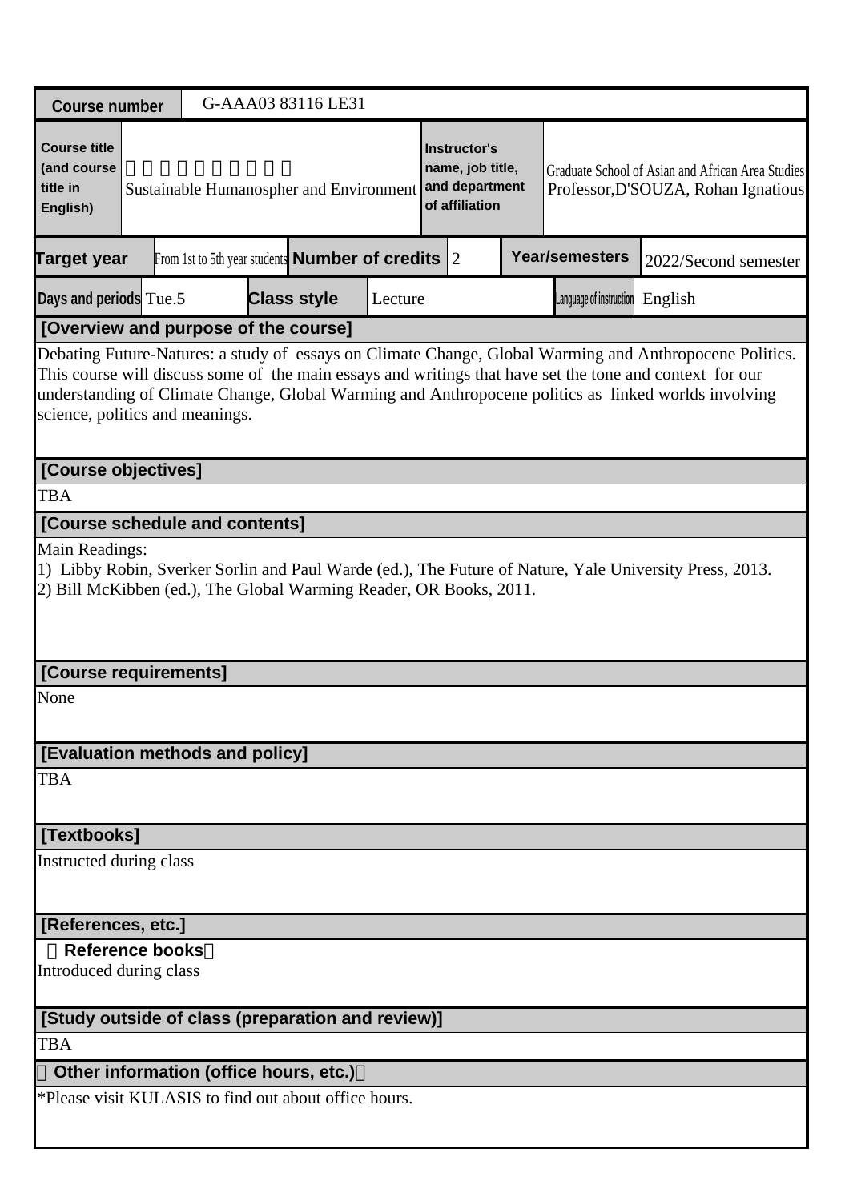| Course number | G-AAA03 83116 LE31 | | | | |
|---|---|---|---|---|---|
| Course title (and course title in English) | 　　　　　　　　　<br>Sustainable Humanospher and Environment | Instructor's name, job title, and department of affiliation | Graduate School of Asian and African Area Studies<br>Professor,D'SOUZA, Rohan Ignatious | | |
| Target year | From 1st to 5th year students | Number of credits | 2 | Year/semesters | 2022/Second semester |
| Days and periods | Tue.5 | Class style | Lecture | Language of instruction | English |

**[Overview and purpose of the course]**

Debating Future-Natures: a study of essays on Climate Change, Global Warming and Anthropocene Politics.
This course will discuss some of the main essays and writings that have set the tone and context for our understanding of Climate Change, Global Warming and Anthropocene politics as linked worlds involving science, politics and meanings.

**[Course objectives]**

TBA

**[Course schedule and contents]**

Main Readings:
1) Libby Robin, Sverker Sorlin and Paul Warde (ed.), The Future of Nature, Yale University Press, 2013.
2) Bill McKibben (ed.), The Global Warming Reader, OR Books, 2011.

**[Course requirements]**

None

**[Evaluation methods and policy]**

TBA

**[Textbooks]**

Instructed during class

**[References, etc.]**

**Reference books**

Introduced during class

**[Study outside of class (preparation and review)]**

TBA

**Other information (office hours, etc.)**

*Please visit KULASIS to find out about office hours.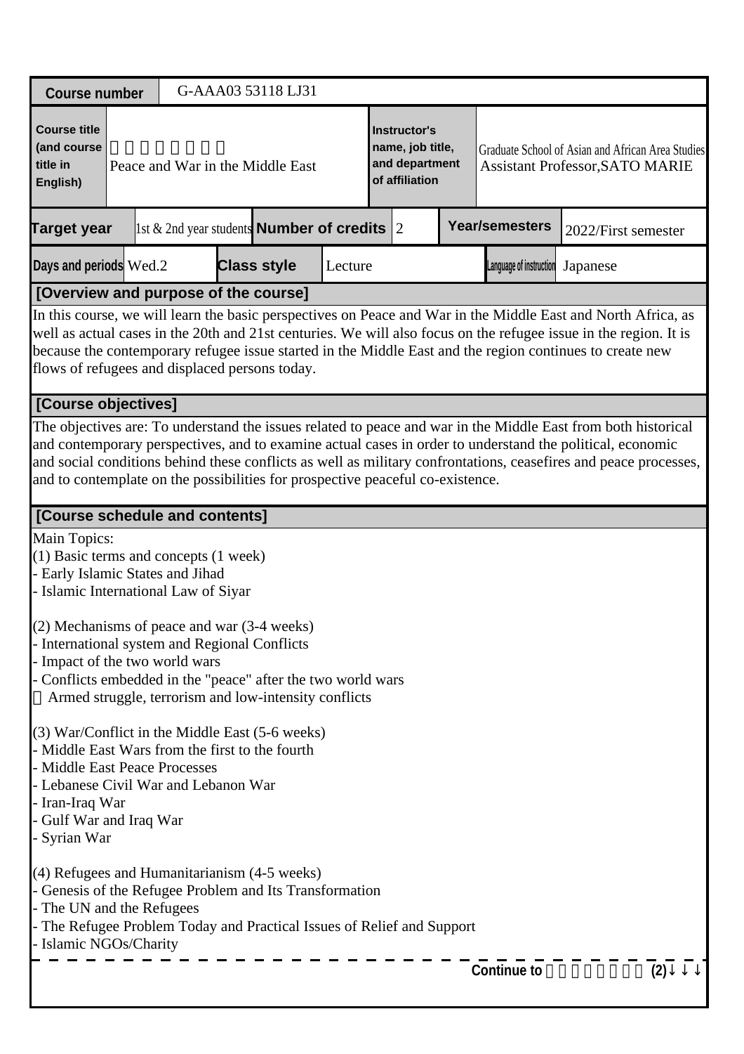| Course number | G-AAA03 53118 LJ31 | | | | | | |
|---|---|---|---|---|---|---|---|
| Course title (and course title in English) | 　　　　　　<br>Peace and War in the Middle East | | | Instructor's name, job title, and department of affiliation | Graduate School of Asian and African Area Studies<br>Assistant Professor,SATO MARIE | | |
| Target year | 1st & 2nd year students | Number of credits | 2 | Year/semesters | 2022/First semester | | |
| Days and periods | Wed.2 | Class style | Lecture | Language of instruction | Japanese | | |

## [Overview and purpose of the course]

In this course, we will learn the basic perspectives on Peace and War in the Middle East and North Africa, as well as actual cases in the 20th and 21st centuries. We will also focus on the refugee issue in the region. It is because the contemporary refugee issue started in the Middle East and the region continues to create new flows of refugees and displaced persons today.

## [Course objectives]

The objectives are: To understand the issues related to peace and war in the Middle East from both historical and contemporary perspectives, and to examine actual cases in order to understand the political, economic and social conditions behind these conflicts as well as military confrontations, ceasefires and peace processes, and to contemplate on the possibilities for prospective peaceful co-existence.

## [Course schedule and contents]

Main Topics:
(1) Basic terms and concepts (1 week)
- Early Islamic States and Jihad
- Islamic International Law of Siyar

(2) Mechanisms of peace and war (3-4 weeks)
- International system and Regional Conflicts
- Impact of the two world wars
- Conflicts embedded in the "peace" after the two world wars
　Armed struggle, terrorism and low-intensity conflicts

(3) War/Conflict in the Middle East (5-6 weeks)
- Middle East Wars from the first to the fourth
- Middle East Peace Processes
- Lebanese Civil War and Lebanon War
- Iran-Iraq War
- Gulf War and Iraq War
- Syrian War

(4) Refugees and Humanitarianism (4-5 weeks)
- Genesis of the Refugee Problem and Its Transformation
- The UN and the Refugees
- The Refugee Problem Today and Practical Issues of Relief and Support
- Islamic NGOs/Charity

Continue to 　　　　　　　(2)↓↓↓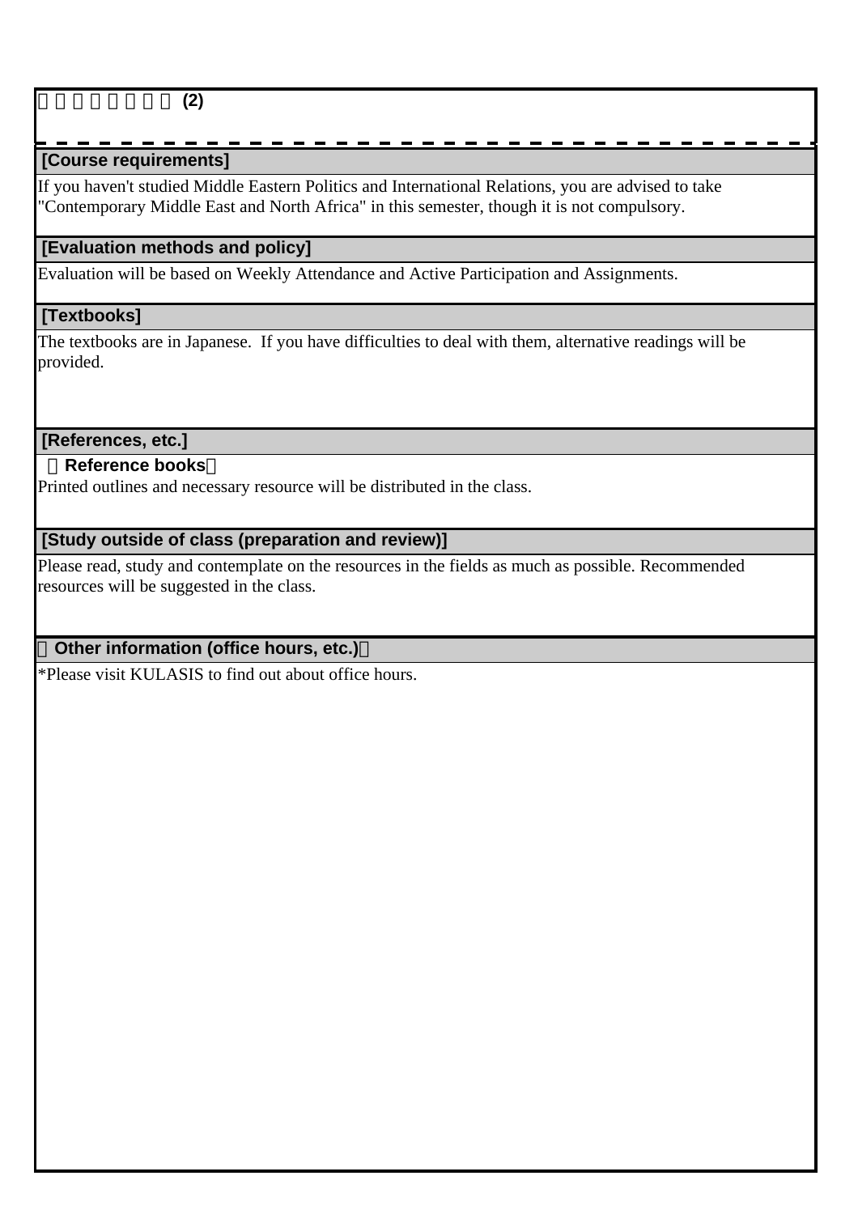□□□□□□□□ (2)

## [Course requirements]

If you haven't studied Middle Eastern Politics and International Relations, you are advised to take "Contemporary Middle East and North Africa" in this semester, though it is not compulsory.

## [Evaluation methods and policy]

Evaluation will be based on Weekly Attendance and Active Participation and Assignments.

## [Textbooks]

The textbooks are in Japanese. If you have difficulties to deal with them, alternative readings will be provided.

## [References, etc.]

**（Reference books）**

Printed outlines and necessary resource will be distributed in the class.

## [Study outside of class (preparation and review)]

Please read, study and contemplate on the resources in the fields as much as possible. Recommended resources will be suggested in the class.

## （Other information (office hours, etc.)）

*Please visit KULASIS to find out about office hours.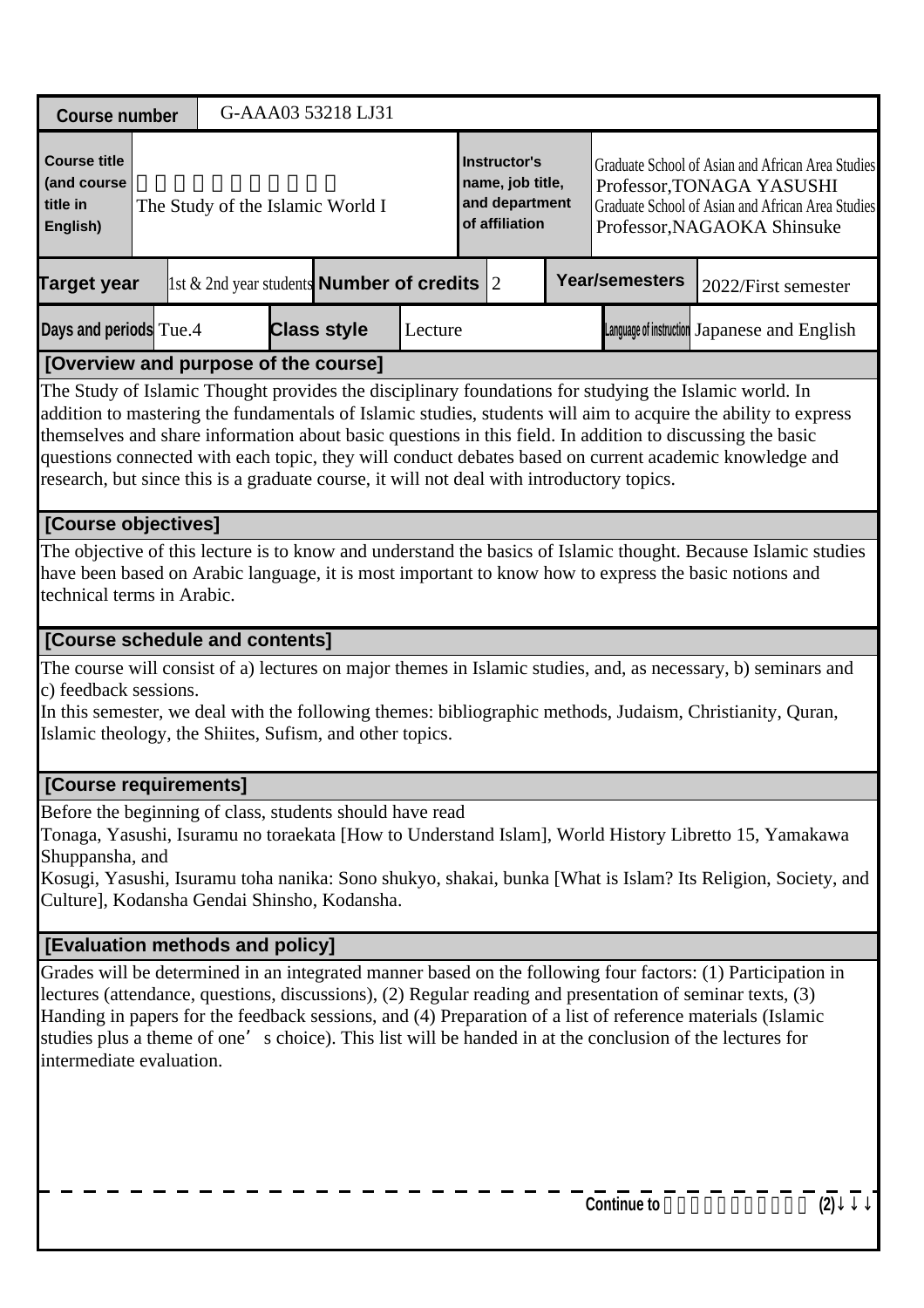| Course number | G-AAA03 53218 LJ31 | | |
|---|---|---|---|
| Course title (and course title in English) | The Study of the Islamic World I | Instructor's name, job title, and department of affiliation | Graduate School of Asian and African Area Studies Professor,TONAGA YASUSHI<br>Graduate School of Asian and African Area Studies Professor,NAGAOKA Shinsuke |

| Target year | 1st & 2nd year students | Number of credits | 2 | Year/semesters | 2022/First semester |
|---|---|---|---|---|---|
| Days and periods | Tue.4 | Class style | Lecture | Language of instruction | Japanese and English |

## [Overview and purpose of the course]

The Study of Islamic Thought provides the disciplinary foundations for studying the Islamic world. In addition to mastering the fundamentals of Islamic studies, students will aim to acquire the ability to express themselves and share information about basic questions in this field. In addition to discussing the basic questions connected with each topic, they will conduct debates based on current academic knowledge and research, but since this is a graduate course, it will not deal with introductory topics.

## [Course objectives]

The objective of this lecture is to know and understand the basics of Islamic thought. Because Islamic studies have been based on Arabic language, it is most important to know how to express the basic notions and technical terms in Arabic.

## [Course schedule and contents]

The course will consist of a) lectures on major themes in Islamic studies, and, as necessary, b) seminars and c) feedback sessions.
In this semester, we deal with the following themes: bibliographic methods, Judaism, Christianity, Quran, Islamic theology, the Shiites, Sufism, and other topics.

## [Course requirements]

Before the beginning of class, students should have read
Tonaga, Yasushi, Isuramu no toraekata [How to Understand Islam], World History Libretto 15, Yamakawa Shuppansha, and
Kosugi, Yasushi, Isuramu toha nanika: Sono shukyo, shakai, bunka [What is Islam? Its Religion, Society, and Culture], Kodansha Gendai Shinsho, Kodansha.

## [Evaluation methods and policy]

Grades will be determined in an integrated manner based on the following four factors: (1) Participation in lectures (attendance, questions, discussions), (2) Regular reading and presentation of seminar texts, (3) Handing in papers for the feedback sessions, and (4) Preparation of a list of reference materials (Islamic studies plus a theme of one's choice). This list will be handed in at the conclusion of the lectures for intermediate evaluation.

Continue to (2)↓↓↓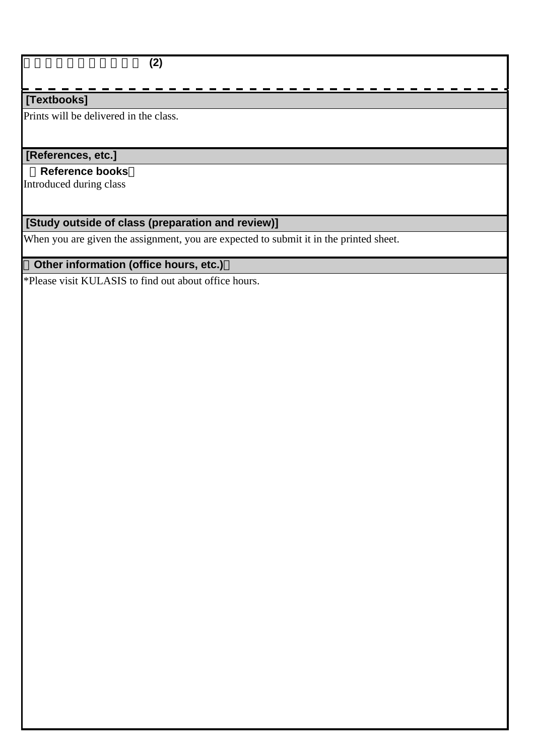# □□□□□□□□□□□ (2)

## [Textbooks]

Prints will be delivered in the class.

## [References, etc.]

**［Reference books］**

Introduced during class

## [Study outside of class (preparation and review)]

When you are given the assignment, you are expected to submit it in the printed sheet.

## ［Other information (office hours, etc.)］

*Please visit KULASIS to find out about office hours.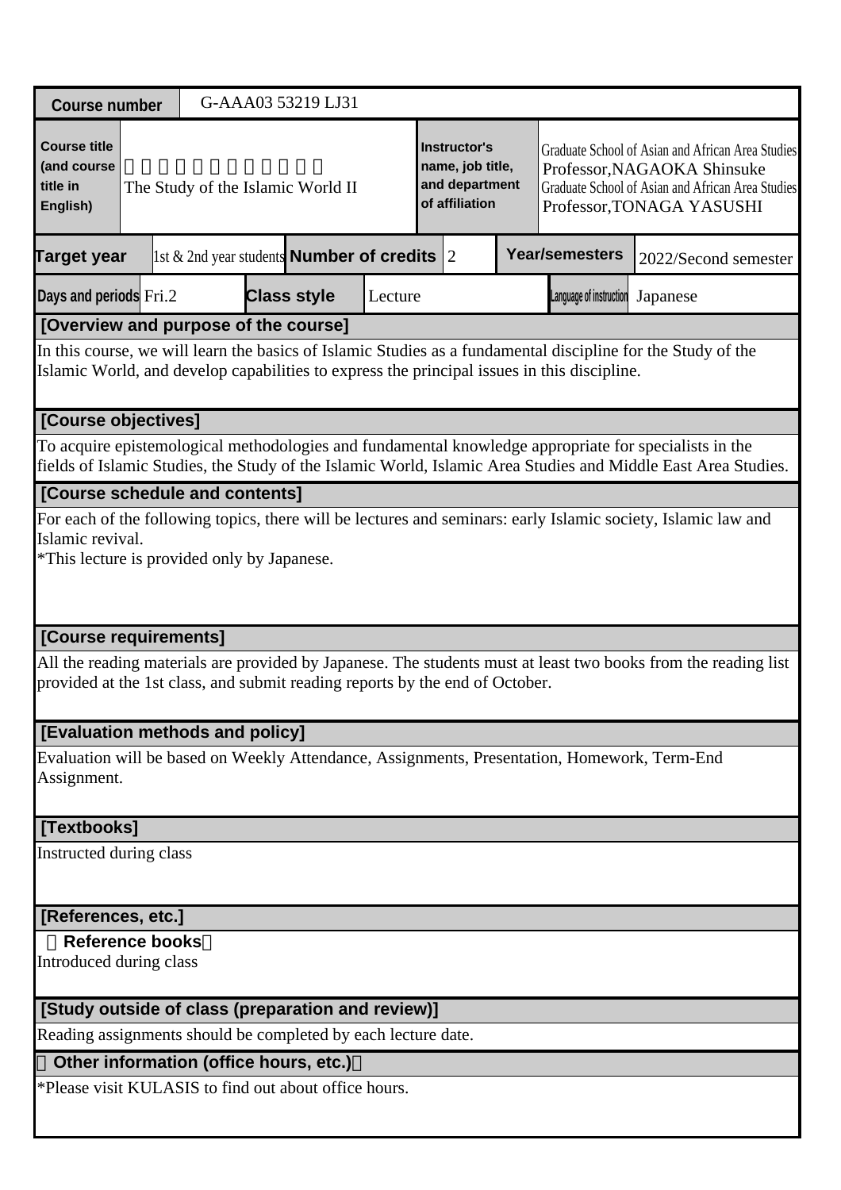| Course number | G-AAA03 53219 LJ31 | | | | | | |
|---|---|---|---|---|---|---|---|
| Course title (and course title in English) | □□□□□□□□□□□ The Study of the Islamic World II | | Instructor's name, job title, and department of affiliation | Graduate School of Asian and African Area Studies Professor,NAGAOKA Shinsuke Graduate School of Asian and African Area Studies Professor,TONAGA YASUSHI | | | |
| Target year | 1st & 2nd year students | Number of credits | 2 | Year/semesters | 2022/Second semester | | |
| Days and periods | Fri.2 | Class style | Lecture | Language of instruction | Japanese | | |

## [Overview and purpose of the course]

In this course, we will learn the basics of Islamic Studies as a fundamental discipline for the Study of the Islamic World, and develop capabilities to express the principal issues in this discipline.

## [Course objectives]

To acquire epistemological methodologies and fundamental knowledge appropriate for specialists in the fields of Islamic Studies, the Study of the Islamic World, Islamic Area Studies and Middle East Area Studies.

## [Course schedule and contents]

For each of the following topics, there will be lectures and seminars: early Islamic society, Islamic law and Islamic revival.
*This lecture is provided only by Japanese.

## [Course requirements]

All the reading materials are provided by Japanese. The students must at least two books from the reading list provided at the 1st class, and submit reading reports by the end of October.

## [Evaluation methods and policy]

Evaluation will be based on Weekly Attendance, Assignments, Presentation, Homework, Term-End Assignment.

## [Textbooks]

Instructed during class

## [References, etc.]

**Reference books**

Introduced during class

## [Study outside of class (preparation and review)]

Reading assignments should be completed by each lecture date.

## Other information (office hours, etc.)

*Please visit KULASIS to find out about office hours.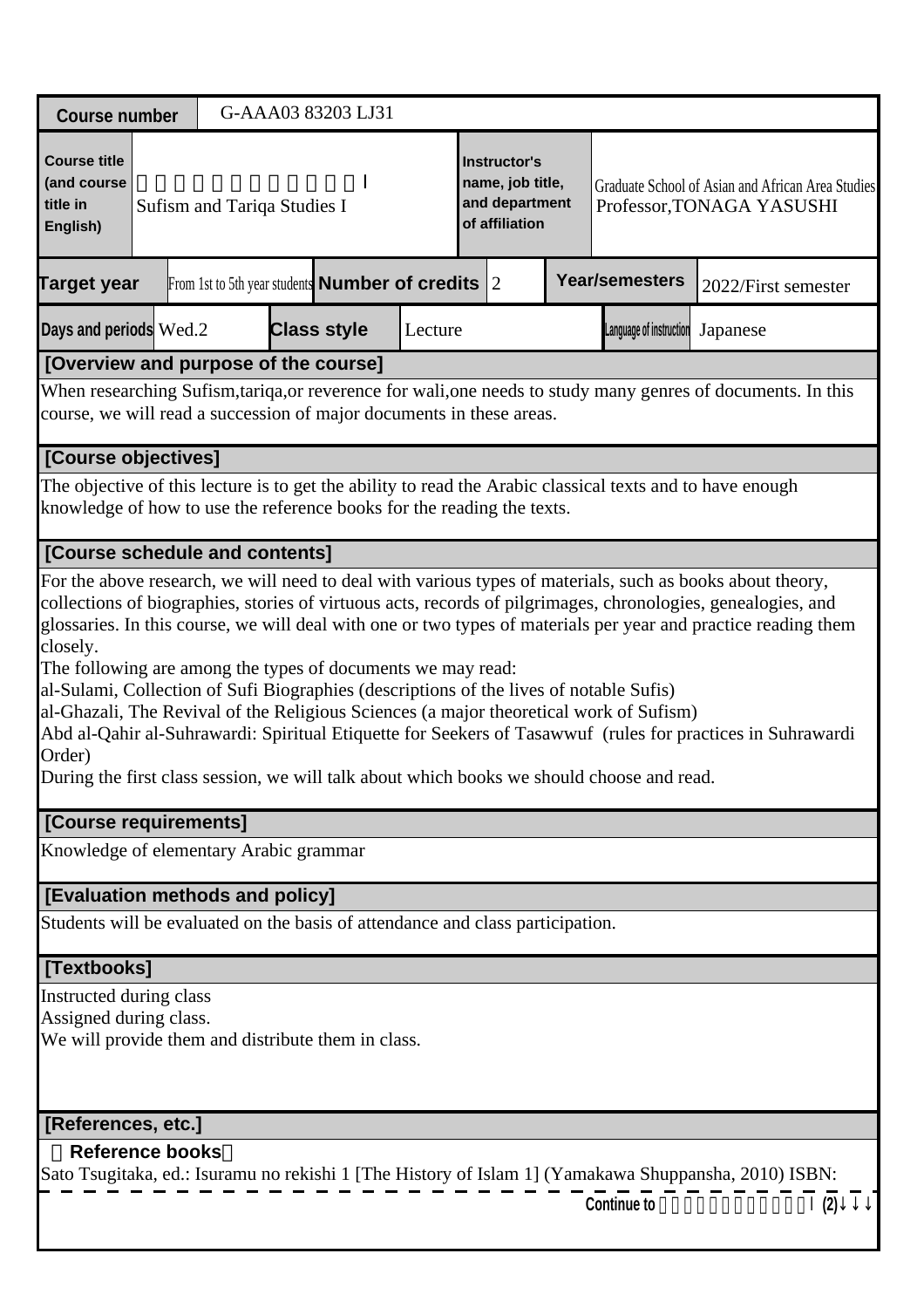| Course number | G-AAA03 83203 LJ31 | | | | | | |
|---|---|---|---|---|---|---|---|
| Course title (and course title in English) | Ｉ<br>Sufism and Tariqa Studies I | | | Instructor's name, job title, and department of affiliation | Graduate School of Asian and African Area Studies<br>Professor,TONAGA YASUSHI | | |
| Target year | From 1st to 5th year students | Number of credits | 2 | Year/semesters | 2022/First semester | | |
| Days and periods | Wed.2 | Class style | Lecture | Language of instruction | Japanese | | |

## [Overview and purpose of the course]

When researching Sufism,tariqa,or reverence for wali,one needs to study many genres of documents. In this course, we will read a succession of major documents in these areas.

## [Course objectives]

The objective of this lecture is to get the ability to read the Arabic classical texts and to have enough knowledge of how to use the reference books for the reading the texts.

## [Course schedule and contents]

For the above research, we will need to deal with various types of materials, such as books about theory, collections of biographies, stories of virtuous acts, records of pilgrimages, chronologies, genealogies, and glossaries. In this course, we will deal with one or two types of materials per year and practice reading them closely.
The following are among the types of documents we may read:
al-Sulami, Collection of Sufi Biographies (descriptions of the lives of notable Sufis)
al-Ghazali, The Revival of the Religious Sciences (a major theoretical work of Sufism)
Abd al-Qahir al-Suhrawardi: Spiritual Etiquette for Seekers of Tasawwuf (rules for practices in Suhrawardi Order)
During the first class session, we will talk about which books we should choose and read.

## [Course requirements]

Knowledge of elementary Arabic grammar

## [Evaluation methods and policy]

Students will be evaluated on the basis of attendance and class participation.

## [Textbooks]

Instructed during class
Assigned during class.
We will provide them and distribute them in class.

## [References, etc.]

**Reference books**

Sato Tsugitaka, ed.: Isuramu no rekishi 1 [The History of Islam 1] (Yamakawa Shuppansha, 2010) ISBN:

Continue to Ｉ(2)↓↓↓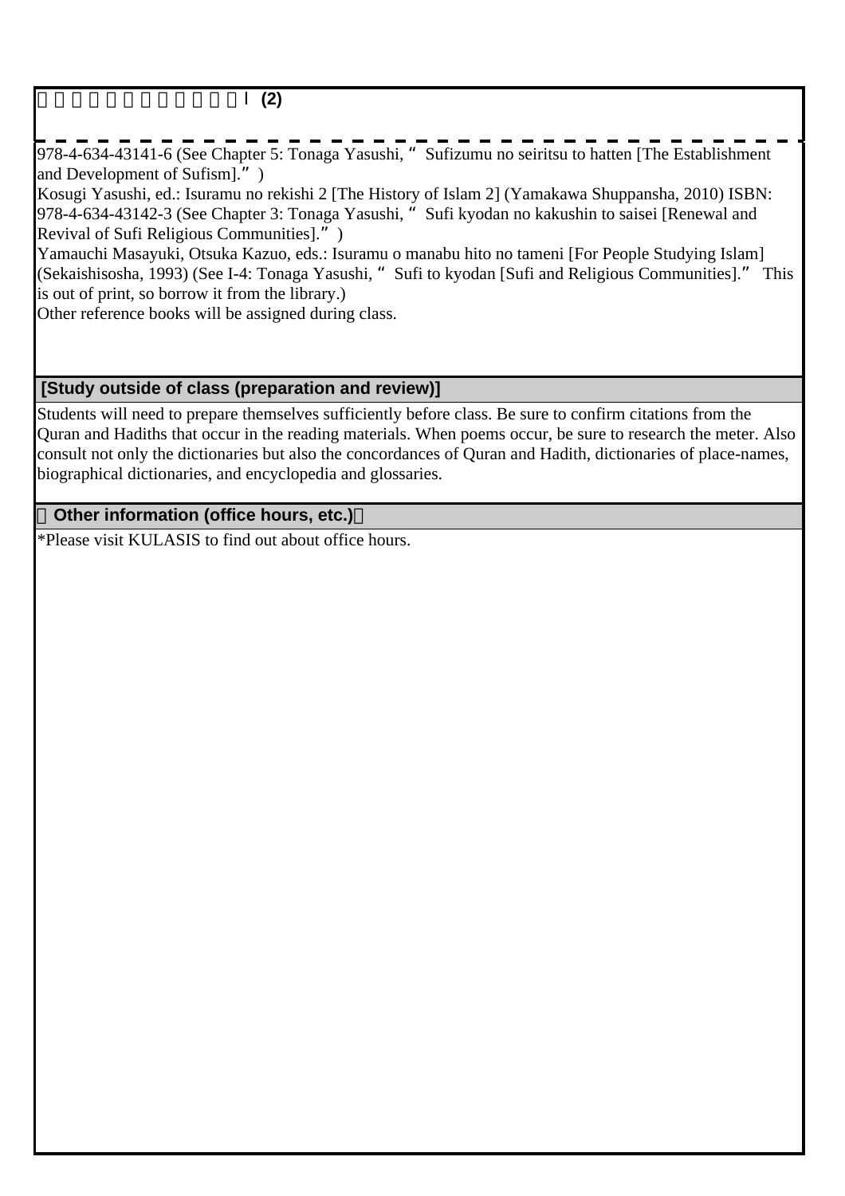978-4-634-43141-6 (See Chapter 5: Tonaga Yasushi, " Sufizumu no seiritsu to hatten [The Establishment and Development of Sufism].")
Kosugi Yasushi, ed.: Isuramu no rekishi 2 [The History of Islam 2] (Yamakawa Shuppansha, 2010) ISBN: 978-4-634-43142-3 (See Chapter 3: Tonaga Yasushi, " Sufi kyodan no kakushin to saisei [Renewal and Revival of Sufi Religious Communities].")
Yamauchi Masayuki, Otsuka Kazuo, eds.: Isuramu o manabu hito no tameni [For People Studying Islam] (Sekaishisosha, 1993) (See I-4: Tonaga Yasushi, " Sufi to kyodan [Sufi and Religious Communities]." This is out of print, so borrow it from the library.)
Other reference books will be assigned during class.

## [Study outside of class (preparation and review)]

Students will need to prepare themselves sufficiently before class. Be sure to confirm citations from the Quran and Hadiths that occur in the reading materials. When poems occur, be sure to research the meter. Also consult not only the dictionaries but also the concordances of Quran and Hadith, dictionaries of place-names, biographical dictionaries, and encyclopedia and glossaries.

## [Other information (office hours, etc.)]

*Please visit KULASIS to find out about office hours.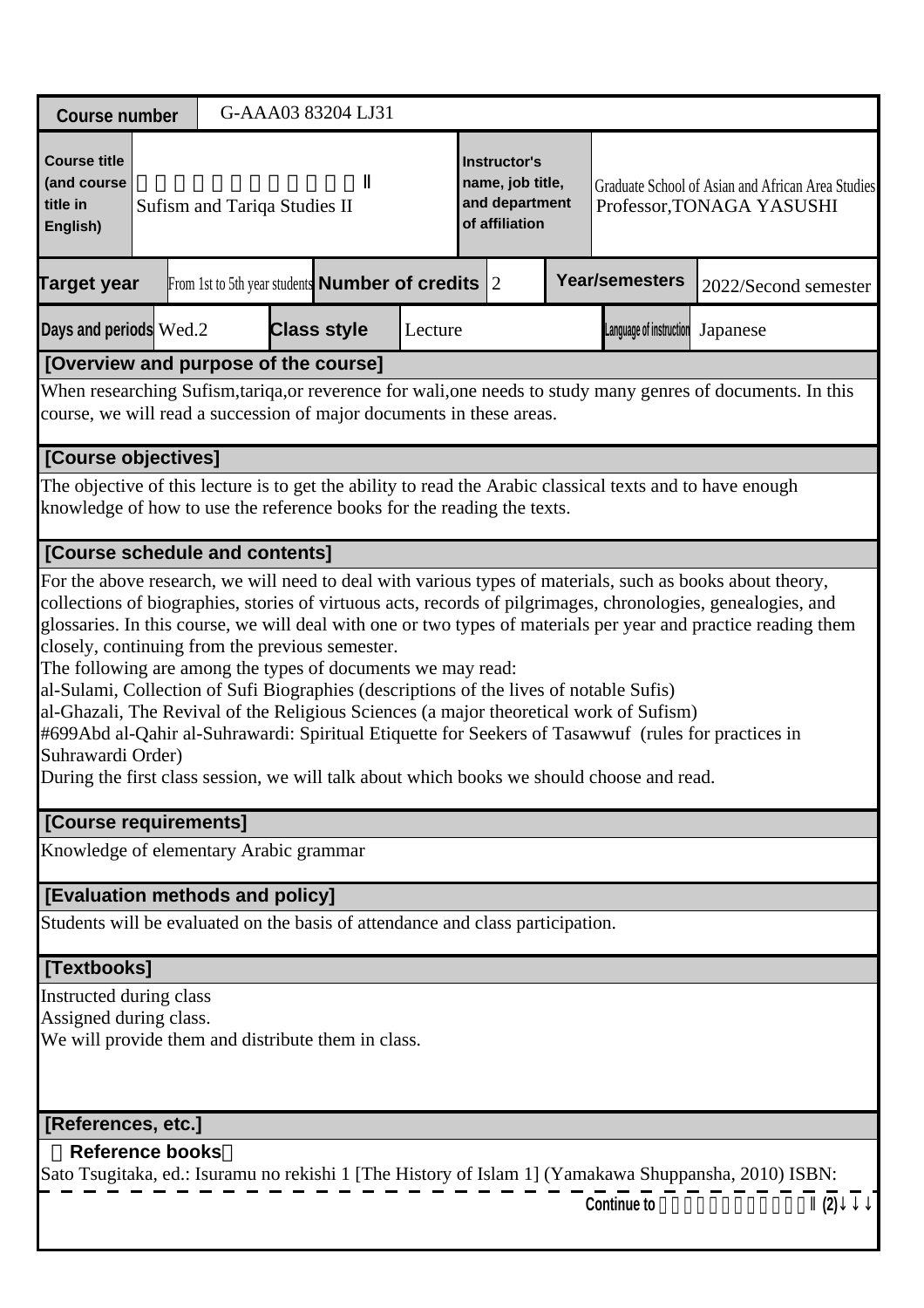| Course number | G-AAA03 83204 LJ31 | | | | |
|---|---|---|---|---|---|
| Course title (and course title in English) | Ⅱ<br>Sufism and Tariqa Studies II | Instructor's name, job title, and department of affiliation | Graduate School of Asian and African Area Studies<br>Professor,TONAGA YASUSHI | | |
| Target year | From 1st to 5th year students | Number of credits | 2 | Year/semesters | 2022/Second semester |
| Days and periods | Wed.2 | Class style | Lecture | Language of instruction | Japanese |

## [Overview and purpose of the course]

When researching Sufism,tariqa,or reverence for wali,one needs to study many genres of documents. In this course, we will read a succession of major documents in these areas.

## [Course objectives]

The objective of this lecture is to get the ability to read the Arabic classical texts and to have enough knowledge of how to use the reference books for the reading the texts.

## [Course schedule and contents]

For the above research, we will need to deal with various types of materials, such as books about theory, collections of biographies, stories of virtuous acts, records of pilgrimages, chronologies, genealogies, and glossaries. In this course, we will deal with one or two types of materials per year and practice reading them closely, continuing from the previous semester.
The following are among the types of documents we may read:
al-Sulami, Collection of Sufi Biographies (descriptions of the lives of notable Sufis)
al-Ghazali, The Revival of the Religious Sciences (a major theoretical work of Sufism)
#699Abd al-Qahir al-Suhrawardi: Spiritual Etiquette for Seekers of Tasawwuf (rules for practices in Suhrawardi Order)
During the first class session, we will talk about which books we should choose and read.

## [Course requirements]

Knowledge of elementary Arabic grammar

## [Evaluation methods and policy]

Students will be evaluated on the basis of attendance and class participation.

## [Textbooks]

Instructed during class
Assigned during class.
We will provide them and distribute them in class.

## [References, etc.]

**Reference books**

Sato Tsugitaka, ed.: Isuramu no rekishi 1 [The History of Islam 1] (Yamakawa Shuppansha, 2010) ISBN:

Continue to Ⅱ(2)↓↓↓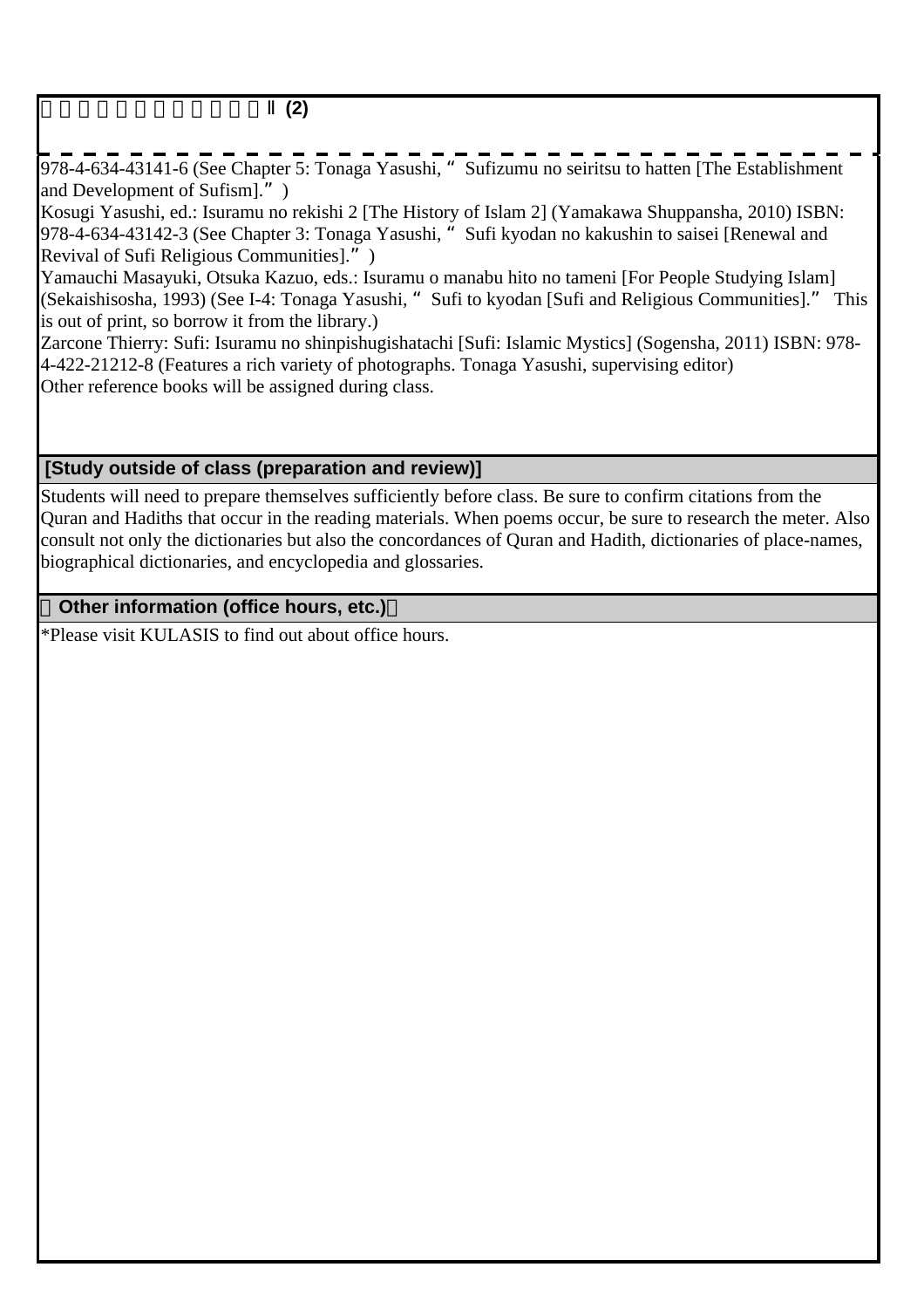Ⅱ (2)

978-4-634-43141-6 (See Chapter 5: Tonaga Yasushi, " Sufizumu no seiritsu to hatten [The Establishment and Development of Sufism].")

Kosugi Yasushi, ed.: Isuramu no rekishi 2 [The History of Islam 2] (Yamakawa Shuppansha, 2010) ISBN: 978-4-634-43142-3 (See Chapter 3: Tonaga Yasushi, " Sufi kyodan no kakushin to saisei [Renewal and Revival of Sufi Religious Communities].")

Yamauchi Masayuki, Otsuka Kazuo, eds.: Isuramu o manabu hito no tameni [For People Studying Islam] (Sekaishisosha, 1993) (See I-4: Tonaga Yasushi, " Sufi to kyodan [Sufi and Religious Communities]." This is out of print, so borrow it from the library.)

Zarcone Thierry: Sufi: Isuramu no shinpishugishatachi [Sufi: Islamic Mystics] (Sogensha, 2011) ISBN: 978-4-422-21212-8 (Features a rich variety of photographs. Tonaga Yasushi, supervising editor)

Other reference books will be assigned during class.

## [Study outside of class (preparation and review)]

Students will need to prepare themselves sufficiently before class. Be sure to confirm citations from the Quran and Hadiths that occur in the reading materials. When poems occur, be sure to research the meter. Also consult not only the dictionaries but also the concordances of Quran and Hadith, dictionaries of place-names, biographical dictionaries, and encyclopedia and glossaries.

## 【Other information (office hours, etc.)】

*Please visit KULASIS to find out about office hours.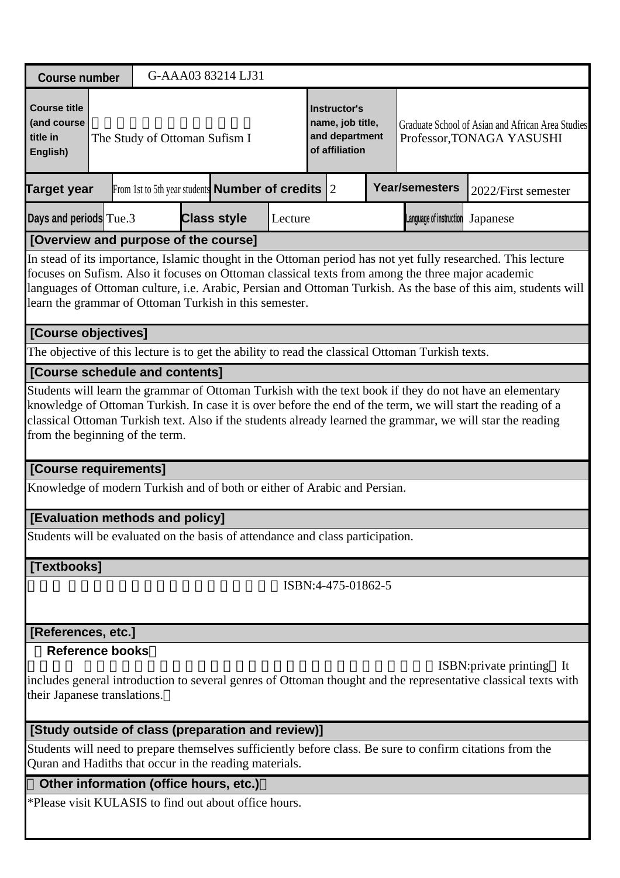| Course number | G-AAA03 83214 LJ31 | | | | | |
|---|---|---|---|---|---|---|
| Course title (and course title in English) | 　　　　　　　　　　　　<br>The Study of Ottoman Sufism I | | Instructor's name, job title, and department of affiliation | Graduate School of Asian and African Area Studies<br>Professor,TONAGA YASUSHI | | |
| Target year | From 1st to 5th year students | Number of credits | 2 | Year/semesters | 2022/First semester | |
| Days and periods | Tue.3 | Class style | Lecture | Language of instruction | Japanese | |

**[Overview and purpose of the course]**

In stead of its importance, Islamic thought in the Ottoman period has not yet fully researched. This lecture focuses on Sufism. Also it focuses on Ottoman classical texts from among the three major academic languages of Ottoman culture, i.e. Arabic, Persian and Ottoman Turkish. As the base of this aim, students will learn the grammar of Ottoman Turkish in this semester.

**[Course objectives]**

The objective of this lecture is to get the ability to read the classical Ottoman Turkish texts.

**[Course schedule and contents]**

Students will learn the grammar of Ottoman Turkish with the text book if they do not have an elementary knowledge of Ottoman Turkish. In case it is over before the end of the term, we will start the reading of a classical Ottoman Turkish text. Also if the students already learned the grammar, we will star the reading from the beginning of the term.

**[Course requirements]**

Knowledge of modern Turkish and of both or either of Arabic and Persian.

**[Evaluation methods and policy]**

Students will be evaluated on the basis of attendance and class participation.

**[Textbooks]**

ISBN:4-475-01862-5

**[References, etc.]**

**Reference books**

ISBN:private printing It includes general introduction to several genres of Ottoman thought and the representative classical texts with their Japanese translations.

**[Study outside of class (preparation and review)]**

Students will need to prepare themselves sufficiently before class. Be sure to confirm citations from the Quran and Hadiths that occur in the reading materials.

**Other information (office hours, etc.)**

*Please visit KULASIS to find out about office hours.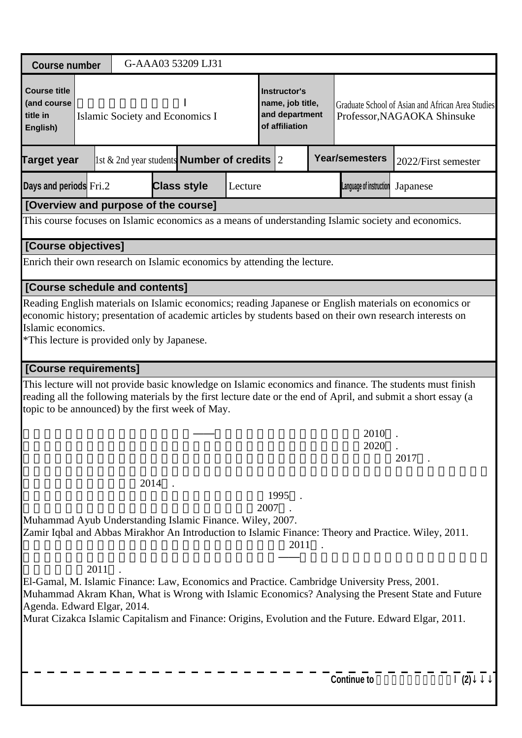| Course number | G-AAA03 53209 LJ31 | | | | | | |
|---|---|---|---|---|---|---|---|
| Course title (and course title in English) | I<br>Islamic Society and Economics I | | | Instructor's name, job title, and department of affiliation | Graduate School of Asian and African Area Studies<br>Professor,NAGAOKA Shinsuke | | |
| Target year | 1st & 2nd year students | Number of credits | 2 | Year/semesters | 2022/First semester | | |
| Days and periods | Fri.2 | Class style | Lecture | Language of instruction | Japanese | | |

## [Overview and purpose of the course]

This course focuses on Islamic economics as a means of understanding Islamic society and economics.

## [Course objectives]

Enrich their own research on Islamic economics by attending the lecture.

## [Course schedule and contents]

Reading English materials on Islamic economics; reading Japanese or English materials on economics or economic history; presentation of academic articles by students based on their own research interests on Islamic economics.
*This lecture is provided only by Japanese.

## [Course requirements]

This lecture will not provide basic knowledge on Islamic economics and finance. The students must finish reading all the following materials by the first lecture date or the end of April, and submit a short essay (a topic to be announced) by the first week of May.

—— 2010 .
2020 .
2017 .
2014 .
1995 .
2007 .
Muhammad Ayub Understanding Islamic Finance. Wiley, 2007.
Zamir Iqbal and Abbas Mirakhor An Introduction to Islamic Finance: Theory and Practice. Wiley, 2011.
2011 .
—— 2011 .
El-Gamal, M. Islamic Finance: Law, Economics and Practice. Cambridge University Press, 2001.
Muhammad Akram Khan, What is Wrong with Islamic Economics? Analysing the Present State and Future Agenda. Edward Elgar, 2014.
Murat Cizakca Islamic Capitalism and Finance: Origins, Evolution and the Future. Edward Elgar, 2011.

Continue to I (2)↓↓↓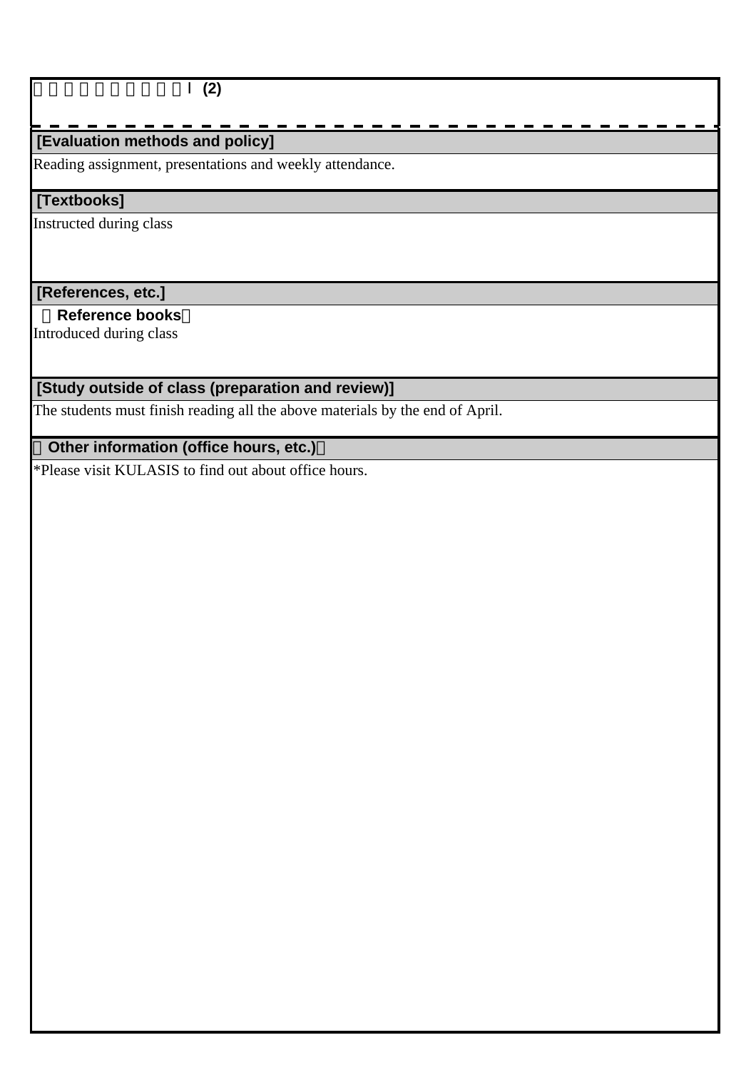□□□□□□□□□□Ⅰ (2)

## [Evaluation methods and policy]

Reading assignment, presentations and weekly attendance.

## [Textbooks]

Instructed during class

## [References, etc.]

**（Reference books）**

Introduced during class

## [Study outside of class (preparation and review)]

The students must finish reading all the above materials by the end of April.

## （Other information (office hours, etc.)）

*Please visit KULASIS to find out about office hours.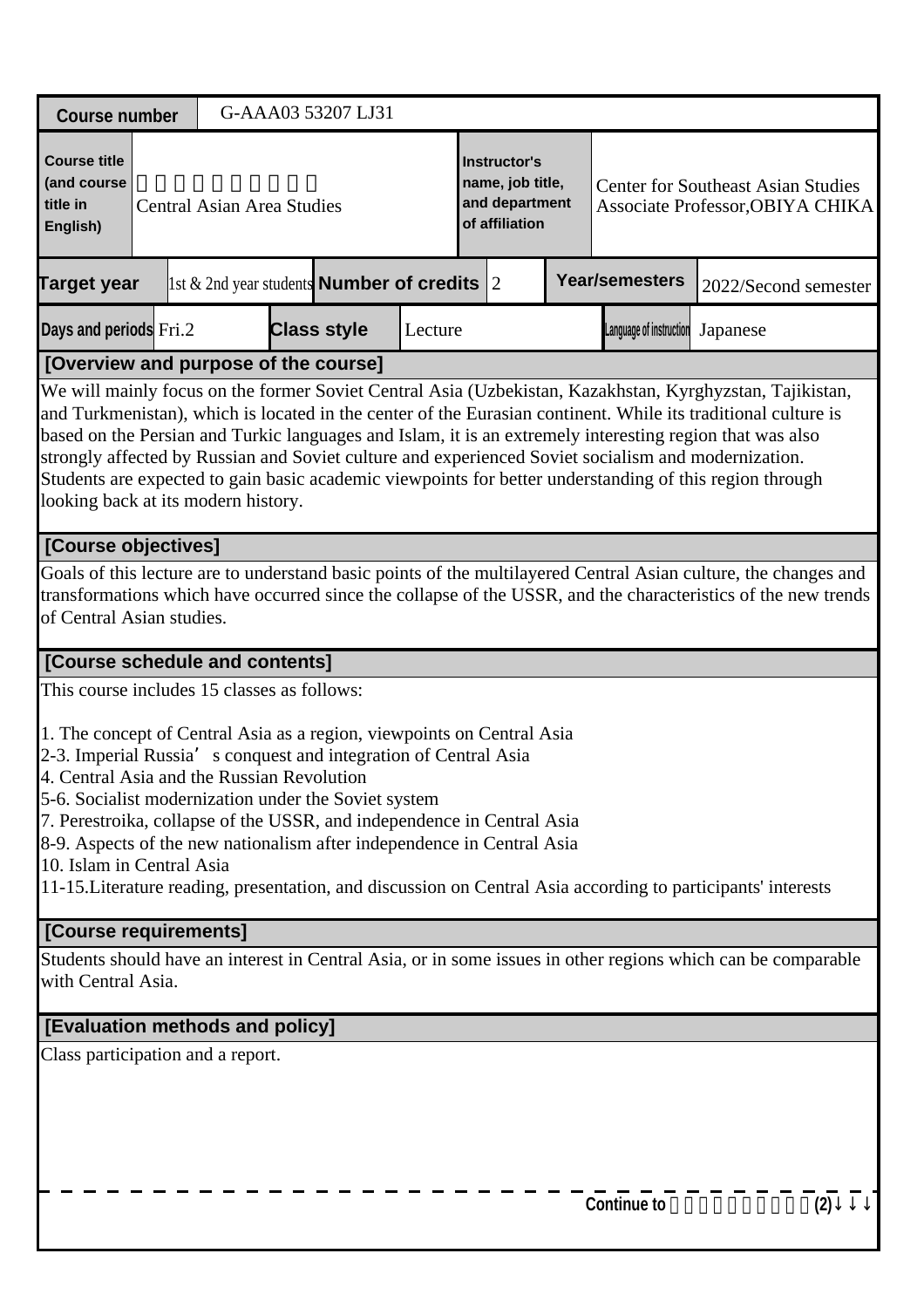| Course number | G-AAA03 53207 LJ31 | | | | | |
|---|---|---|---|---|---|---|
| Course title (and course title in English) | 　　　　　　　　　　<br>Central Asian Area Studies | | | Instructor's name, job title, and department of affiliation | Center for Southeast Asian Studies<br>Associate Professor,OBIYA CHIKA | |
| Target year | 1st & 2nd year students | Number of credits | 2 | Year/semesters | 2022/Second semester | |
| Days and periods | Fri.2 | Class style | Lecture | Language of instruction | Japanese | |

**[Overview and purpose of the course]**

We will mainly focus on the former Soviet Central Asia (Uzbekistan, Kazakhstan, Kyrghyzstan, Tajikistan, and Turkmenistan), which is located in the center of the Eurasian continent. While its traditional culture is based on the Persian and Turkic languages and Islam, it is an extremely interesting region that was also strongly affected by Russian and Soviet culture and experienced Soviet socialism and modernization. Students are expected to gain basic academic viewpoints for better understanding of this region through looking back at its modern history.

**[Course objectives]**

Goals of this lecture are to understand basic points of the multilayered Central Asian culture, the changes and transformations which have occurred since the collapse of the USSR, and the characteristics of the new trends of Central Asian studies.

**[Course schedule and contents]**

This course includes 15 classes as follows:

1. The concept of Central Asia as a region, viewpoints on Central Asia
2-3. Imperial Russia's conquest and integration of Central Asia
4. Central Asia and the Russian Revolution
5-6. Socialist modernization under the Soviet system
7. Perestroika, collapse of the USSR, and independence in Central Asia
8-9. Aspects of the new nationalism after independence in Central Asia
10. Islam in Central Asia
11-15.Literature reading, presentation, and discussion on Central Asia according to participants' interests

**[Course requirements]**

Students should have an interest in Central Asia, or in some issues in other regions which can be comparable with Central Asia.

**[Evaluation methods and policy]**

Class participation and a report.

Continue to 　　　　　　　　　(2)↓↓↓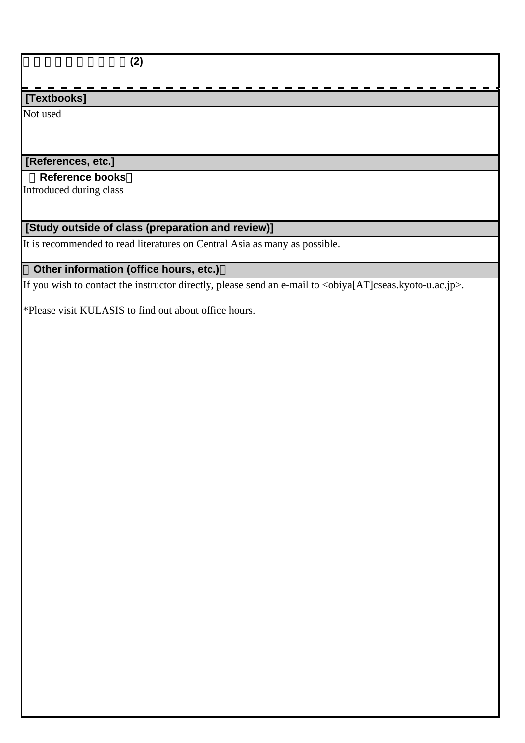□□□□□□□□□□(2)

## [Textbooks]

Not used

## [References, etc.]

**（Reference books）**

Introduced during class

## [Study outside of class (preparation and review)]

It is recommended to read literatures on Central Asia as many as possible.

## （Other information (office hours, etc.)）

If you wish to contact the instructor directly, please send an e-mail to <obiya[AT]cseas.kyoto-u.ac.jp>.

*Please visit KULASIS to find out about office hours.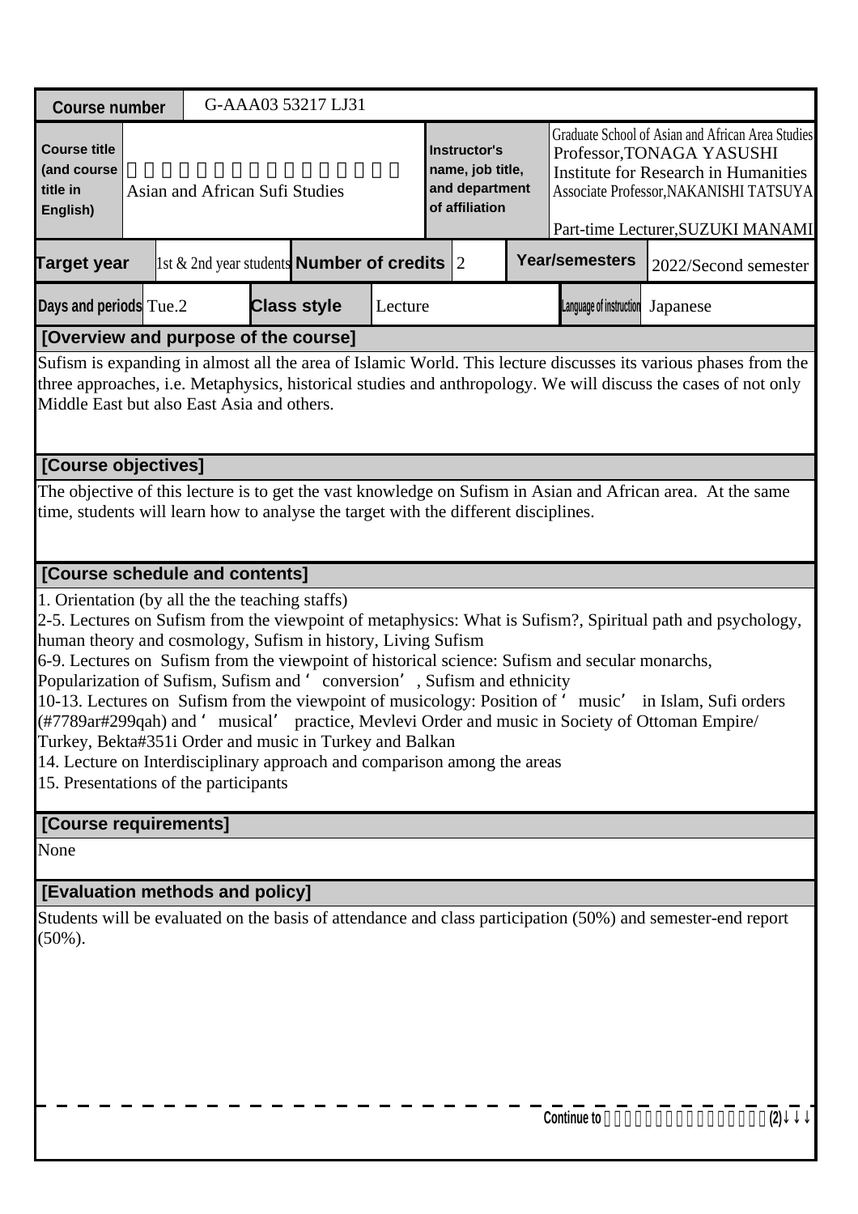| Course number | G-AAA03 53217 LJ31 | | | | |
|---|---|---|---|---|---|
| Course title (and course title in English) | 　　　　　　　　　　　　　　　 Asian and African Sufi Studies | Instructor's name, job title, and department of affiliation | Graduate School of Asian and African Area Studies Professor,TONAGA YASUSHI Institute for Research in Humanities Associate Professor,NAKANISHI TATSUYA Part-time Lecturer,SUZUKI MANAMI | | |
| Target year | 1st & 2nd year students | Number of credits | 2 | Year/semesters | 2022/Second semester |
| Days and periods | Tue.2 | Class style | Lecture | Language of instruction | Japanese |

## [Overview and purpose of the course]

Sufism is expanding in almost all the area of Islamic World. This lecture discusses its various phases from the three approaches, i.e. Metaphysics, historical studies and anthropology. We will discuss the cases of not only Middle East but also East Asia and others.

## [Course objectives]

The objective of this lecture is to get the vast knowledge on Sufism in Asian and African area. At the same time, students will learn how to analyse the target with the different disciplines.

## [Course schedule and contents]

1. Orientation (by all the the teaching staffs)
2-5. Lectures on Sufism from the viewpoint of metaphysics: What is Sufism?, Spiritual path and psychology, human theory and cosmology, Sufism in history, Living Sufism
6-9. Lectures on Sufism from the viewpoint of historical science: Sufism and secular monarchs, Popularization of Sufism, Sufism and ‘conversion’, Sufism and ethnicity
10-13. Lectures on Sufism from the viewpoint of musicology: Position of ‘music’ in Islam, Sufi orders (#7789ar#299qah) and ‘musical’ practice, Mevlevi Order and music in Society of Ottoman Empire/ Turkey, Bekta#351i Order and music in Turkey and Balkan
14. Lecture on Interdisciplinary approach and comparison among the areas
15. Presentations of the participants

## [Course requirements]

None

## [Evaluation methods and policy]

Students will be evaluated on the basis of attendance and class participation (50%) and semester-end report (50%).

Continue to 　　　　　　　　　　　　　　　(2)↓↓↓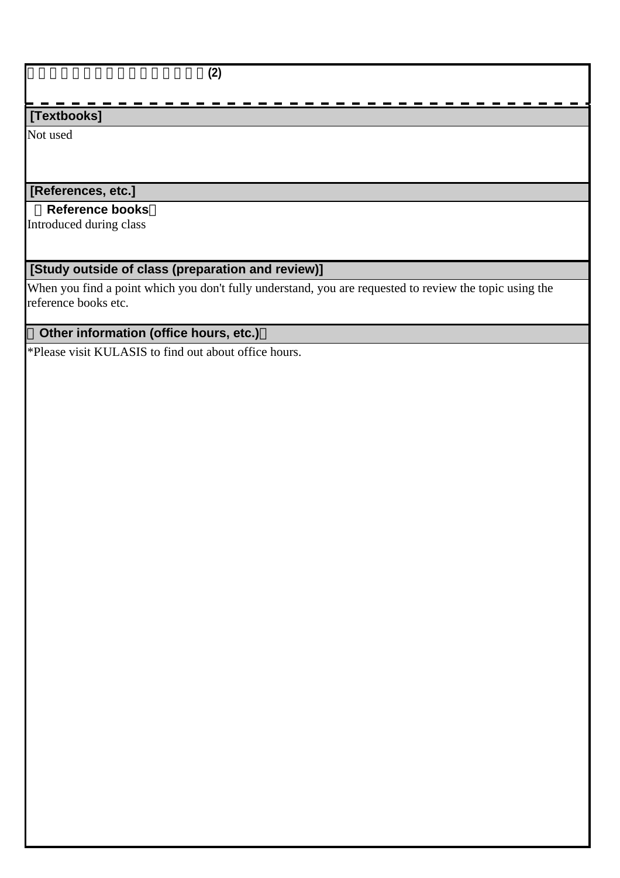(2)

## [Textbooks]

Not used

## [References, etc.]

**Reference books**

Introduced during class

## [Study outside of class (preparation and review)]

When you find a point which you don't fully understand, you are requested to review the topic using the reference books etc.

## Other information (office hours, etc.)

*Please visit KULASIS to find out about office hours.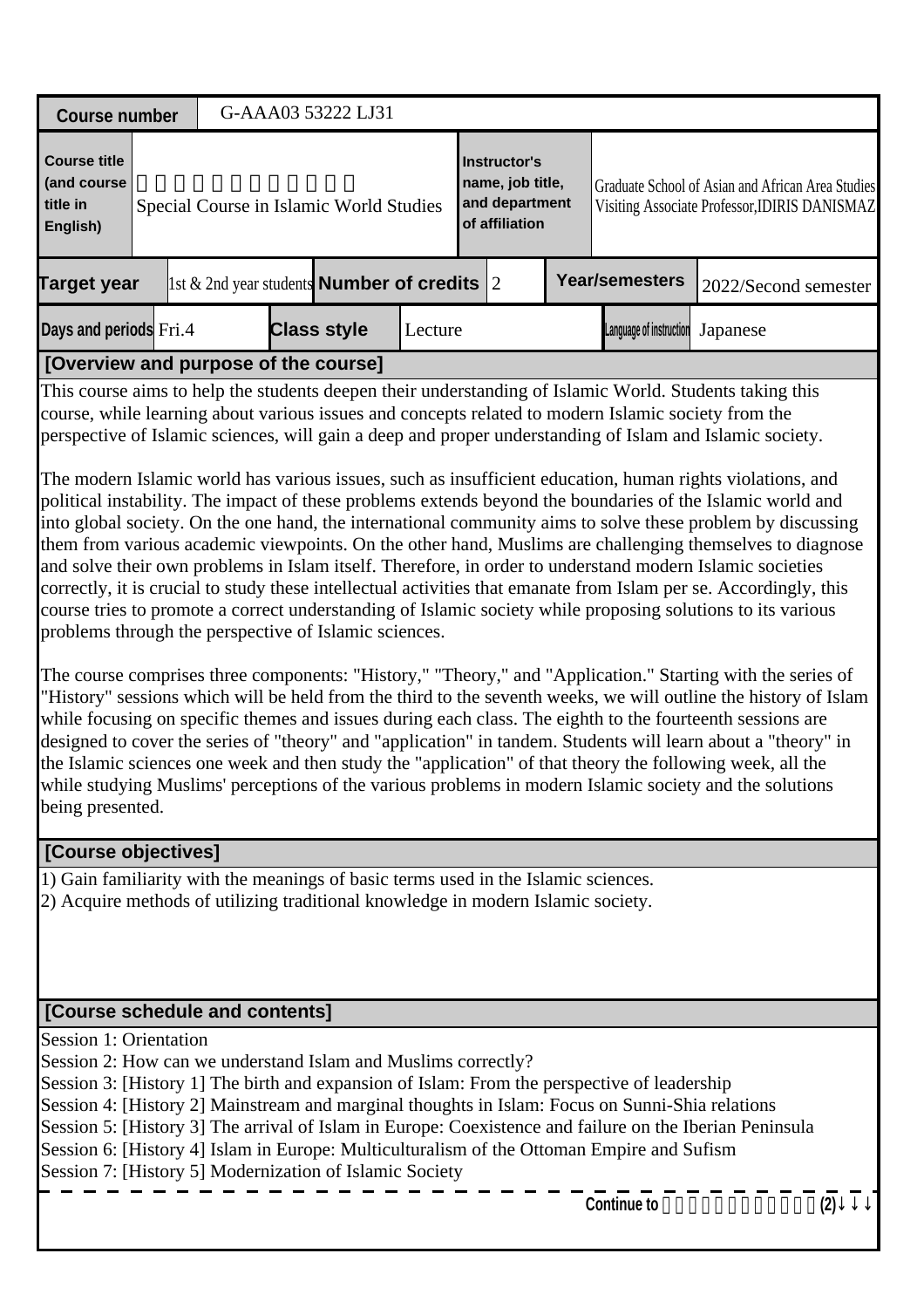| Course number | G-AAA03 53222 LJ31 | | | | | |
|---|---|---|---|---|---|---|
| Course title (and course title in English) | □□□□□□□□□□ Special Course in Islamic World Studies | | Instructor's name, job title, and department of affiliation | Graduate School of Asian and African Area Studies Visiting Associate Professor,IDIRIS DANISMAZ | | |
| Target year | 1st & 2nd year students | Number of credits | 2 | Year/semesters | 2022/Second semester | |
| Days and periods | Fri.4 | Class style | Lecture | Language of instruction | Japanese | |

**[Overview and purpose of the course]**

This course aims to help the students deepen their understanding of Islamic World. Students taking this course, while learning about various issues and concepts related to modern Islamic society from the perspective of Islamic sciences, will gain a deep and proper understanding of Islam and Islamic society.

The modern Islamic world has various issues, such as insufficient education, human rights violations, and political instability. The impact of these problems extends beyond the boundaries of the Islamic world and into global society. On the one hand, the international community aims to solve these problem by discussing them from various academic viewpoints. On the other hand, Muslims are challenging themselves to diagnose and solve their own problems in Islam itself. Therefore, in order to understand modern Islamic societies correctly, it is crucial to study these intellectual activities that emanate from Islam per se. Accordingly, this course tries to promote a correct understanding of Islamic society while proposing solutions to its various problems through the perspective of Islamic sciences.

The course comprises three components: "History," "Theory," and "Application." Starting with the series of "History" sessions which will be held from the third to the seventh weeks, we will outline the history of Islam while focusing on specific themes and issues during each class. The eighth to the fourteenth sessions are designed to cover the series of "theory" and "application" in tandem. Students will learn about a "theory" in the Islamic sciences one week and then study the "application" of that theory the following week, all the while studying Muslims' perceptions of the various problems in modern Islamic society and the solutions being presented.

**[Course objectives]**

1) Gain familiarity with the meanings of basic terms used in the Islamic sciences.
2) Acquire methods of utilizing traditional knowledge in modern Islamic society.

**[Course schedule and contents]**

Session 1: Orientation
Session 2: How can we understand Islam and Muslims correctly?
Session 3: [History 1] The birth and expansion of Islam: From the perspective of leadership
Session 4: [History 2] Mainstream and marginal thoughts in Islam: Focus on Sunni-Shia relations
Session 5: [History 3] The arrival of Islam in Europe: Coexistence and failure on the Iberian Peninsula
Session 6: [History 4] Islam in Europe: Multiculturalism of the Ottoman Empire and Sufism
Session 7: [History 5] Modernization of Islamic Society

Continue to □□□□□□□□□□(2)↓↓↓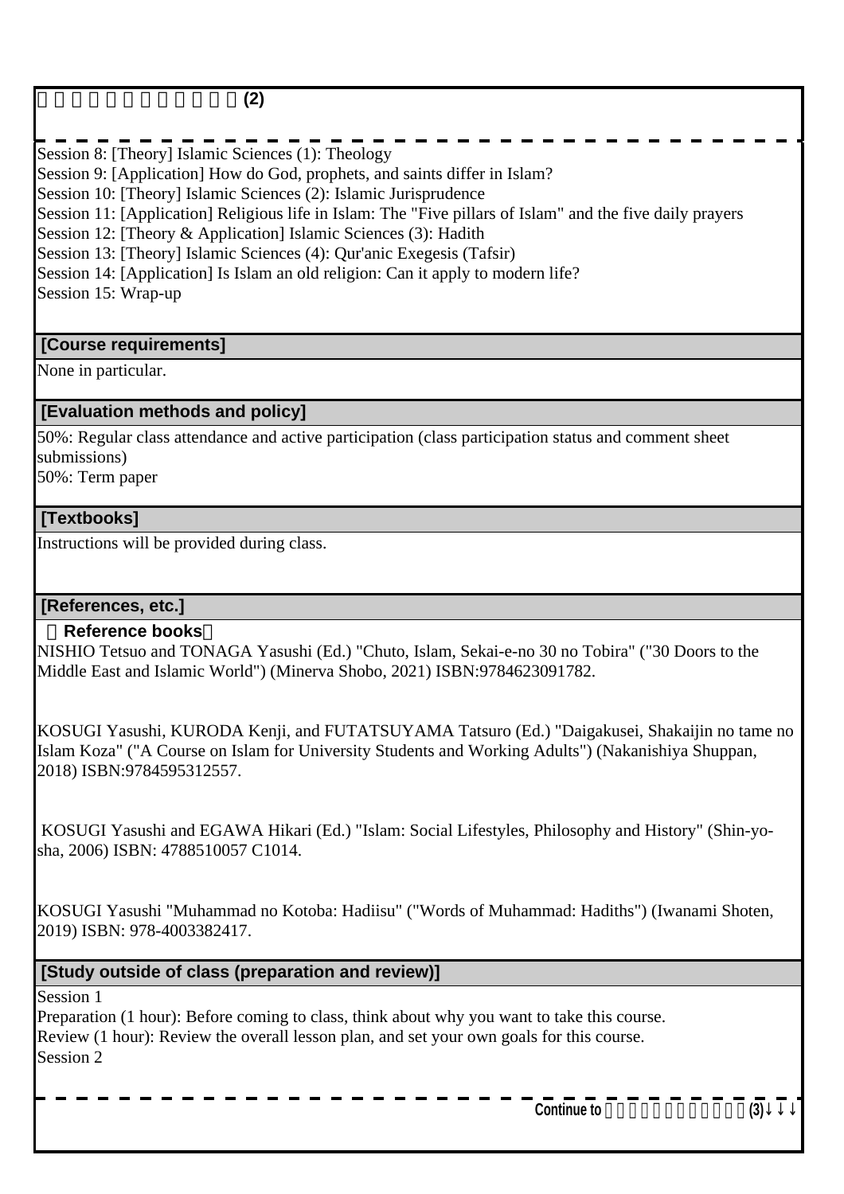Session 8: [Theory] Islamic Sciences (1): Theology
Session 9: [Application] How do God, prophets, and saints differ in Islam?
Session 10: [Theory] Islamic Sciences (2): Islamic Jurisprudence
Session 11: [Application] Religious life in Islam: The "Five pillars of Islam" and the five daily prayers
Session 12: [Theory & Application] Islamic Sciences (3): Hadith
Session 13: [Theory] Islamic Sciences (4): Qur'anic Exegesis (Tafsir)
Session 14: [Application] Is Islam an old religion: Can it apply to modern life?
Session 15: Wrap-up

## [Course requirements]

None in particular.

## [Evaluation methods and policy]

50%: Regular class attendance and active participation (class participation status and comment sheet submissions)
50%: Term paper

## [Textbooks]

Instructions will be provided during class.

## [References, etc.]

**Reference books**

NISHIO Tetsuo and TONAGA Yasushi (Ed.) "Chuto, Islam, Sekai-e-no 30 no Tobira" ("30 Doors to the Middle East and Islamic World") (Minerva Shobo, 2021) ISBN:9784623091782.

KOSUGI Yasushi, KURODA Kenji, and FUTATSUYAMA Tatsuro (Ed.) "Daigakusei, Shakaijin no tame no Islam Koza" ("A Course on Islam for University Students and Working Adults") (Nakanishiya Shuppan, 2018) ISBN:9784595312557.

KOSUGI Yasushi and EGAWA Hikari (Ed.) "Islam: Social Lifestyles, Philosophy and History" (Shin-yo-sha, 2006) ISBN: 4788510057 C1014.

KOSUGI Yasushi "Muhammad no Kotoba: Hadiisu" ("Words of Muhammad: Hadiths") (Iwanami Shoten, 2019) ISBN: 978-4003382417.

## [Study outside of class (preparation and review)]

Session 1
Preparation (1 hour): Before coming to class, think about why you want to take this course.
Review (1 hour): Review the overall lesson plan, and set your own goals for this course.
Session 2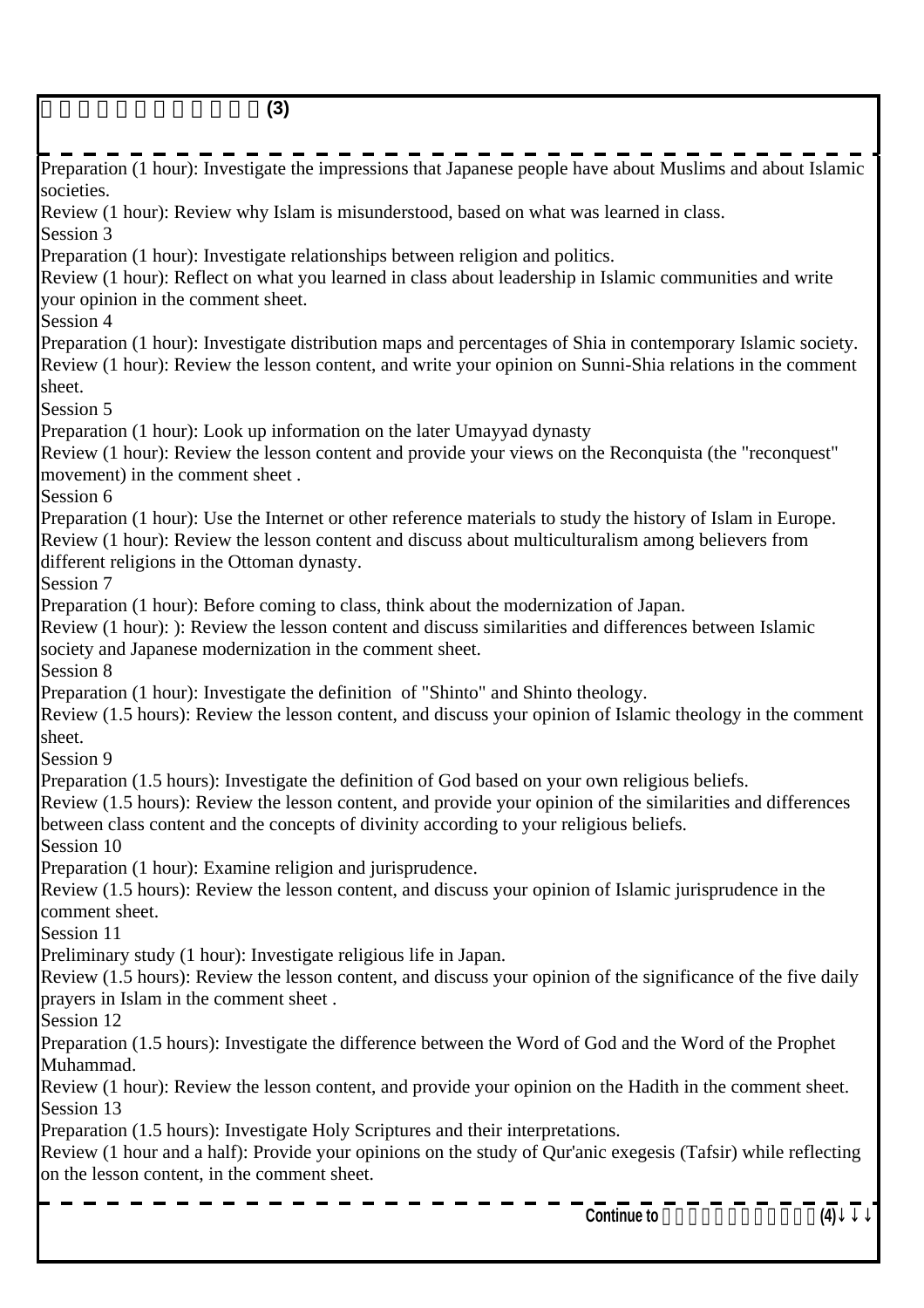□□□□□□□□□□□□ **(3)**

Preparation (1 hour): Investigate the impressions that Japanese people have about Muslims and about Islamic societies.
Review (1 hour): Review why Islam is misunderstood, based on what was learned in class.
Session 3
Preparation (1 hour): Investigate relationships between religion and politics.
Review (1 hour): Reflect on what you learned in class about leadership in Islamic communities and write your opinion in the comment sheet.
Session 4
Preparation (1 hour): Investigate distribution maps and percentages of Shia in contemporary Islamic society.
Review (1 hour): Review the lesson content, and write your opinion on Sunni-Shia relations in the comment sheet.
Session 5
Preparation (1 hour): Look up information on the later Umayyad dynasty
Review (1 hour): Review the lesson content and provide your views on the Reconquista (the "reconquest" movement) in the comment sheet .
Session 6
Preparation (1 hour): Use the Internet or other reference materials to study the history of Islam in Europe.
Review (1 hour): Review the lesson content and discuss about multiculturalism among believers from different religions in the Ottoman dynasty.
Session 7
Preparation (1 hour): Before coming to class, think about the modernization of Japan.
Review (1 hour): ): Review the lesson content and discuss similarities and differences between Islamic society and Japanese modernization in the comment sheet.
Session 8
Preparation (1 hour): Investigate the definition of "Shinto" and Shinto theology.
Review (1.5 hours): Review the lesson content, and discuss your opinion of Islamic theology in the comment sheet.
Session 9
Preparation (1.5 hours): Investigate the definition of God based on your own religious beliefs.
Review (1.5 hours): Review the lesson content, and provide your opinion of the similarities and differences between class content and the concepts of divinity according to your religious beliefs.
Session 10
Preparation (1 hour): Examine religion and jurisprudence.
Review (1.5 hours): Review the lesson content, and discuss your opinion of Islamic jurisprudence in the comment sheet.
Session 11
Preliminary study (1 hour): Investigate religious life in Japan.
Review (1.5 hours): Review the lesson content, and discuss your opinion of the significance of the five daily prayers in Islam in the comment sheet .
Session 12
Preparation (1.5 hours): Investigate the difference between the Word of God and the Word of the Prophet Muhammad.
Review (1 hour): Review the lesson content, and provide your opinion on the Hadith in the comment sheet.
Session 13
Preparation (1.5 hours): Investigate Holy Scriptures and their interpretations.
Review (1 hour and a half): Provide your opinions on the study of Qur'anic exegesis (Tafsir) while reflecting on the lesson content, in the comment sheet.

**Continue to** □□□□□□□□□□□□ **(4)↓↓↓**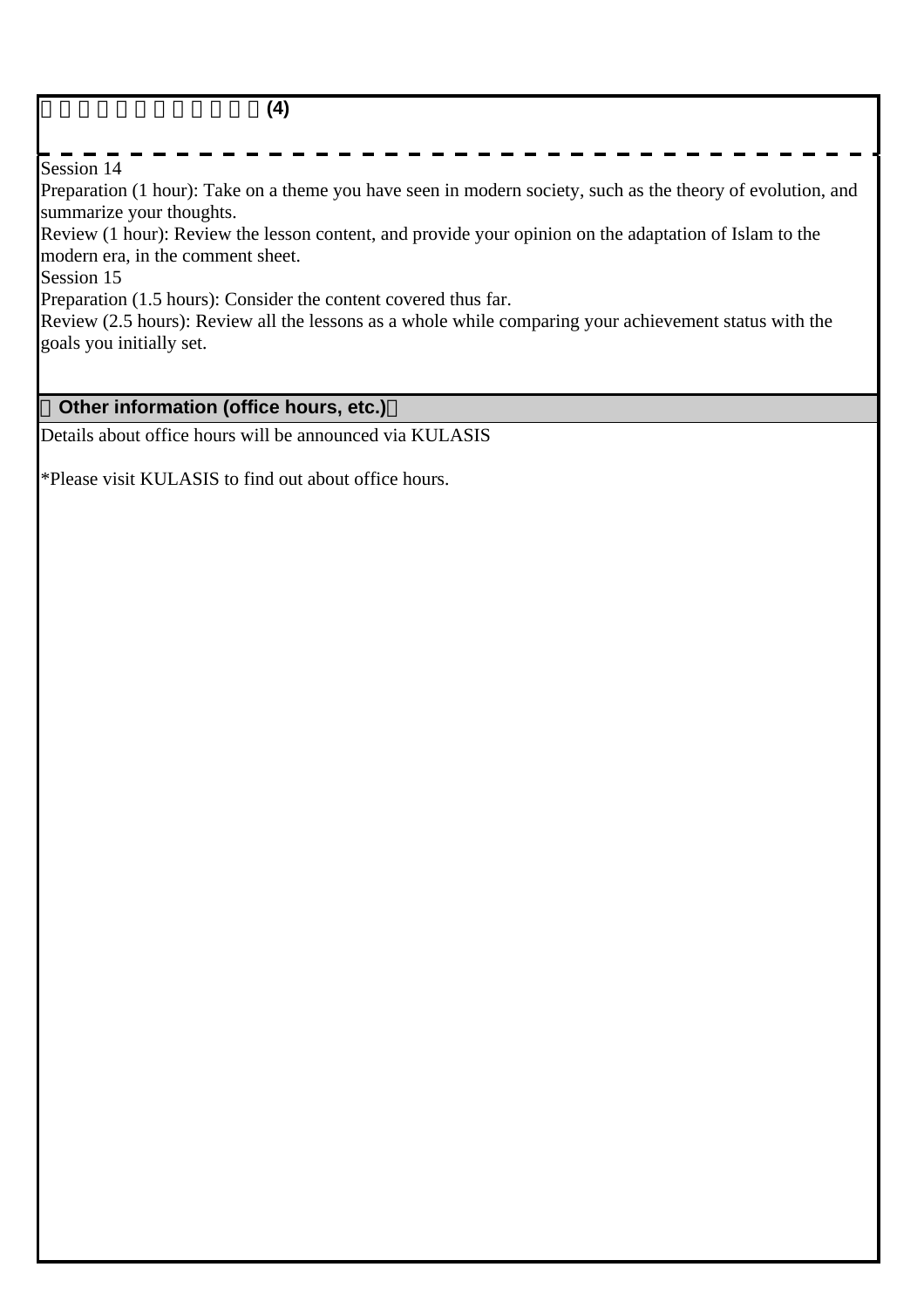(4)

Session 14
Preparation (1 hour): Take on a theme you have seen in modern society, such as the theory of evolution, and summarize your thoughts.
Review (1 hour): Review the lesson content, and provide your opinion on the adaptation of Islam to the modern era, in the comment sheet.
Session 15
Preparation (1.5 hours): Consider the content covered thus far.
Review (2.5 hours): Review all the lessons as a whole while comparing your achievement status with the goals you initially set.

## Other information (office hours, etc.)

Details about office hours will be announced via KULASIS

*Please visit KULASIS to find out about office hours.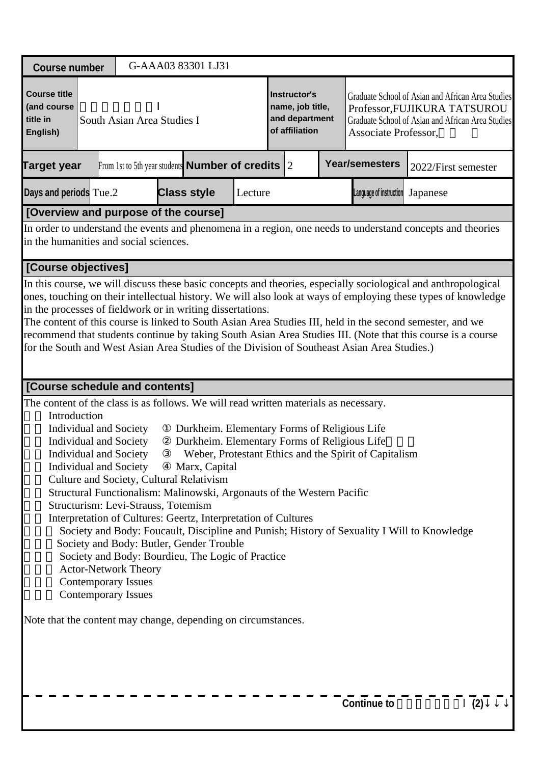| Course number | G-AAA03 83301 LJ31 | | | | | | |
|---|---|---|---|---|---|---|---|
| Course title (and course title in English) | Ⅰ<br>South Asian Area Studies I | | | Instructor's name, job title, and department of affiliation | Graduate School of Asian and African Area Studies<br>Professor,FUJIKURA TATSUROU<br>Graduate School of Asian and African Area Studies<br>Associate Professor, | | |
| Target year | From 1st to 5th year students | Number of credits | 2 | Year/semesters | 2022/First semester | | |
| Days and periods | Tue.2 | Class style | Lecture | Language of instruction | Japanese | | |

**[Overview and purpose of the course]**

In order to understand the events and phenomena in a region, one needs to understand concepts and theories in the humanities and social sciences.

**[Course objectives]**

In this course, we will discuss these basic concepts and theories, especially sociological and anthropological ones, touching on their intellectual history. We will also look at ways of employing these types of knowledge in the processes of fieldwork or in writing dissertations.
The content of this course is linked to South Asian Area Studies III, held in the second semester, and we recommend that students continue by taking South Asian Area Studies III. (Note that this course is a course for the South and West Asian Area Studies of the Division of Southeast Asian Area Studies.)

**[Course schedule and contents]**

The content of the class is as follows. We will read written materials as necessary.
Introduction
Individual and Society ① Durkheim. Elementary Forms of Religious Life
Individual and Society ② Durkheim. Elementary Forms of Religious Life
Individual and Society ③ Weber, Protestant Ethics and the Spirit of Capitalism
Individual and Society ④ Marx, Capital
Culture and Society, Cultural Relativism
Structural Functionalism: Malinowski, Argonauts of the Western Pacific
Structurism: Levi-Strauss, Totemism
Interpretation of Cultures: Geertz, Interpretation of Cultures
Society and Body: Foucault, Discipline and Punish; History of Sexuality I Will to Knowledge
Society and Body: Butler, Gender Trouble
Society and Body: Bourdieu, The Logic of Practice
Actor-Network Theory
Contemporary Issues
Contemporary Issues

Note that the content may change, depending on circumstances.

**Continue to Ⅰ(2)↓↓↓**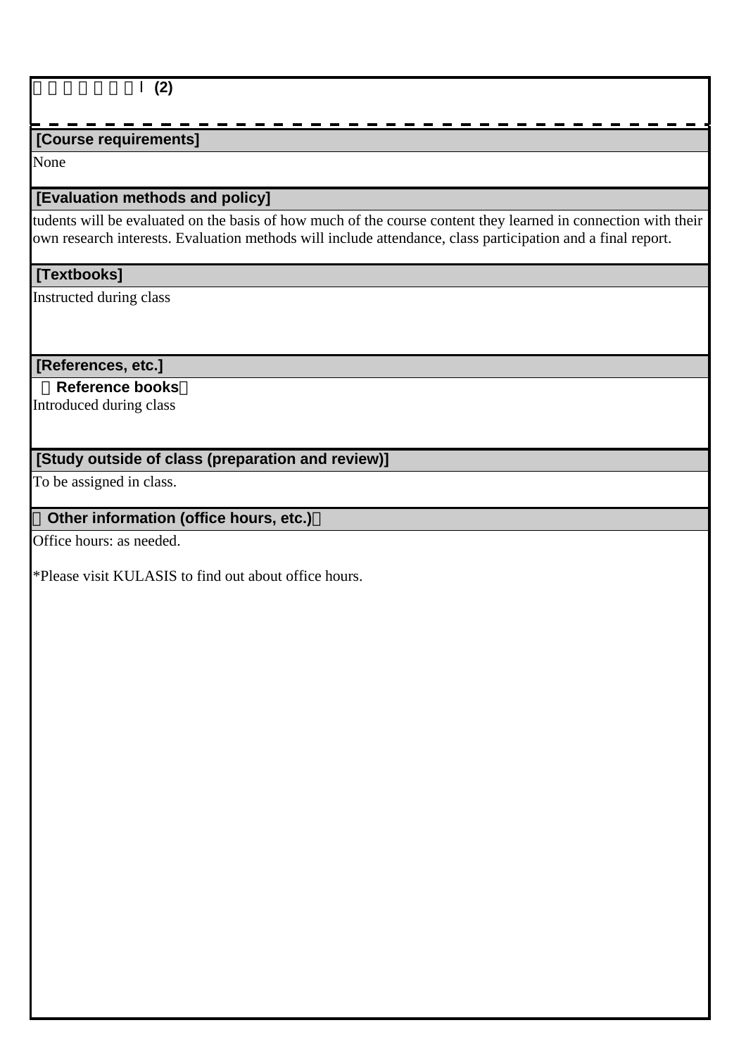□□□□□□□Ⅰ (2)

## [Course requirements]

None

## [Evaluation methods and policy]

tudents will be evaluated on the basis of how much of the course content they learned in connection with their own research interests. Evaluation methods will include attendance, class participation and a final report.

## [Textbooks]

Instructed during class

## [References, etc.]

（Reference books）

Introduced during class

## [Study outside of class (preparation and review)]

To be assigned in class.

## （Other information (office hours, etc.)）

Office hours: as needed.

*Please visit KULASIS to find out about office hours.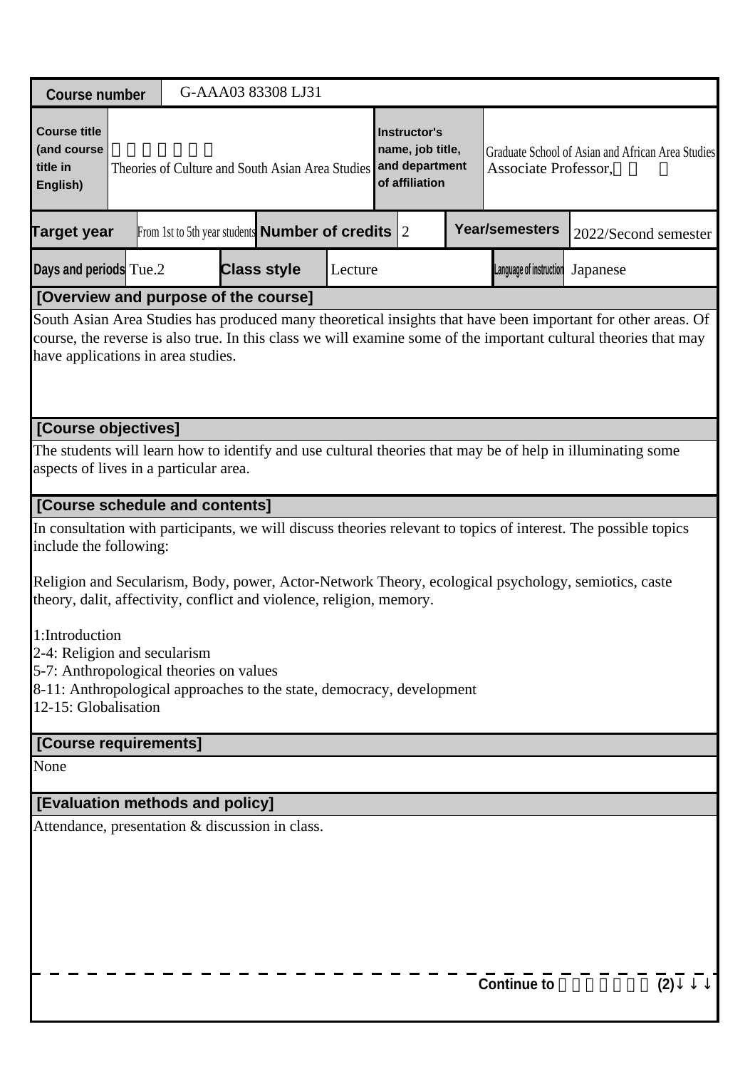| Course number | G-AAA03 83308 LJ31 | | | | |
|---|---|---|---|---|---|
| Course title (and course title in English) | Theories of Culture and South Asian Area Studies | Instructor's name, job title, and department of affiliation | Graduate School of Asian and African Area Studies Associate Professor, | | |
| Target year | From 1st to 5th year students | Number of credits | 2 | Year/semesters | 2022/Second semester |
| Days and periods | Tue.2 | Class style | Lecture | Language of instruction | Japanese |

**[Overview and purpose of the course]**

South Asian Area Studies has produced many theoretical insights that have been important for other areas. Of course, the reverse is also true. In this class we will examine some of the important cultural theories that may have applications in area studies.

**[Course objectives]**

The students will learn how to identify and use cultural theories that may be of help in illuminating some aspects of lives in a particular area.

**[Course schedule and contents]**

In consultation with participants, we will discuss theories relevant to topics of interest. The possible topics include the following:

Religion and Secularism, Body, power, Actor-Network Theory, ecological psychology, semiotics, caste theory, dalit, affectivity, conflict and violence, religion, memory.

1:Introduction
2-4: Religion and secularism
5-7: Anthropological theories on values
8-11: Anthropological approaches to the state, democracy, development
12-15: Globalisation

**[Course requirements]**

None

**[Evaluation methods and policy]**

Attendance, presentation & discussion in class.

Continue to (2)↓↓↓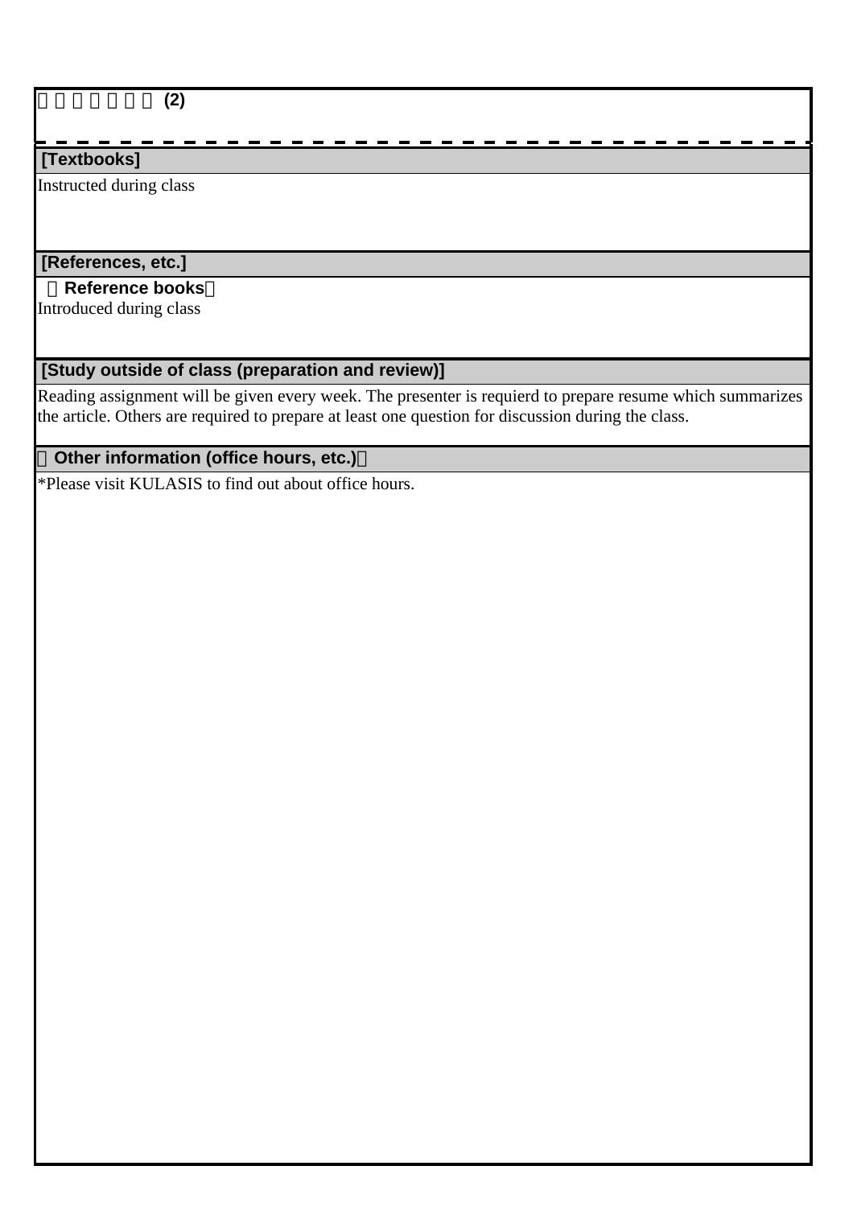□□□□□□□ (2)

## [Textbooks]

Instructed during class

## [References, etc.]

**（Reference books）**

Introduced during class

## [Study outside of class (preparation and review)]

Reading assignment will be given every week. The presenter is requierd to prepare resume which summarizes the article. Others are required to prepare at least one question for discussion during the class.

## （Other information (office hours, etc.)）

*Please visit KULASIS to find out about office hours.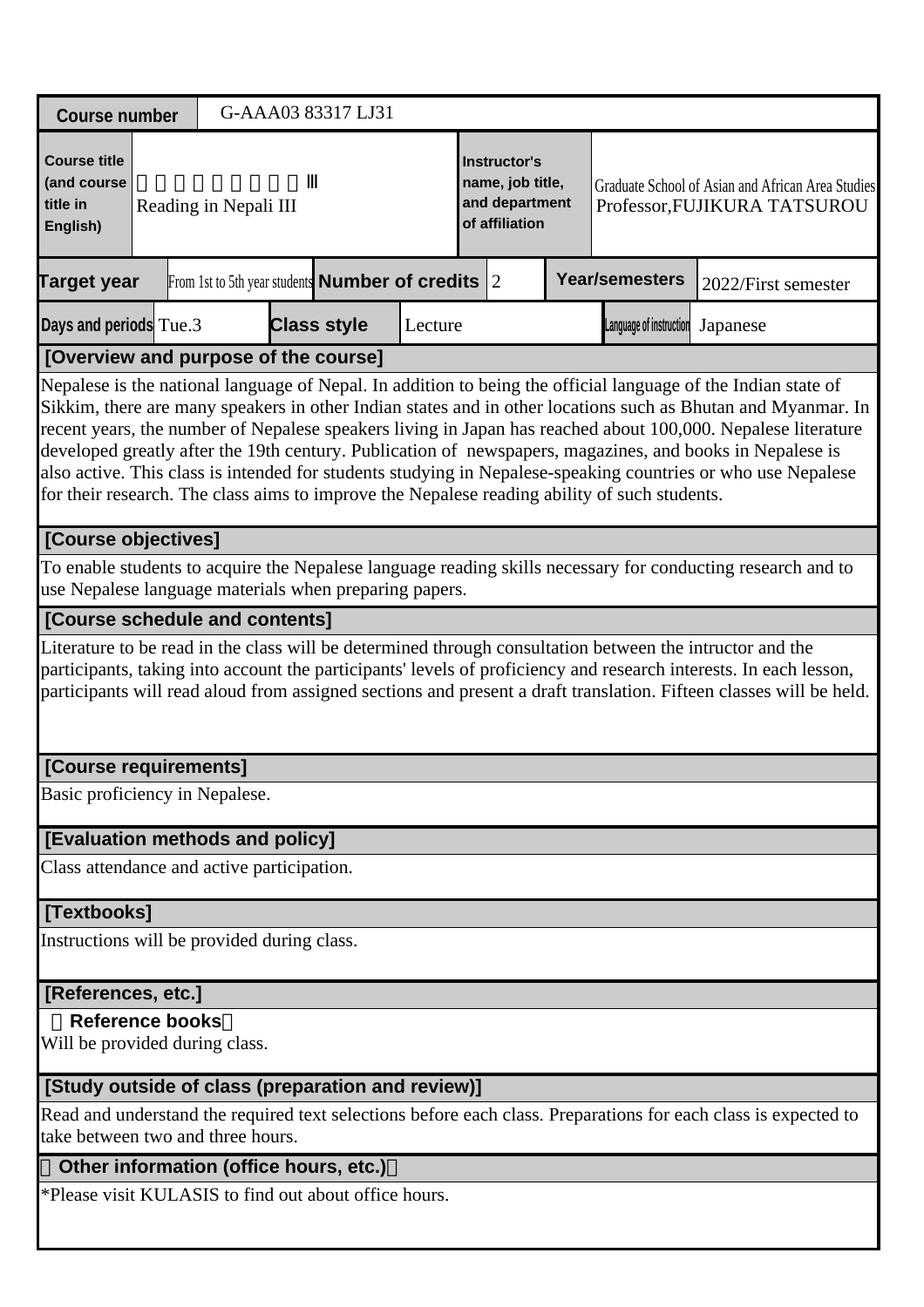| Course number | G-AAA03 83317 LJ31 | | | | | | |
|---|---|---|---|---|---|---|---|
| Course title (and course title in English) | 　　　　　　　　Ⅲ<br>Reading in Nepali III | | | Instructor's name, job title, and department of affiliation | Graduate School of Asian and African Area Studies<br>Professor,FUJIKURA TATSUROU | | |
| Target year | From 1st to 5th year students | Number of credits | 2 | Year/semesters | 2022/First semester | | |
| Days and periods | Tue.3 | Class style | Lecture | Language of instruction | Japanese | | |

**[Overview and purpose of the course]**

Nepalese is the national language of Nepal. In addition to being the official language of the Indian state of Sikkim, there are many speakers in other Indian states and in other locations such as Bhutan and Myanmar. In recent years, the number of Nepalese speakers living in Japan has reached about 100,000. Nepalese literature developed greatly after the 19th century. Publication of newspapers, magazines, and books in Nepalese is also active. This class is intended for students studying in Nepalese-speaking countries or who use Nepalese for their research. The class aims to improve the Nepalese reading ability of such students.

**[Course objectives]**

To enable students to acquire the Nepalese language reading skills necessary for conducting research and to use Nepalese language materials when preparing papers.

**[Course schedule and contents]**

Literature to be read in the class will be determined through consultation between the intructor and the participants, taking into account the participants' levels of proficiency and research interests. In each lesson, participants will read aloud from assigned sections and present a draft translation. Fifteen classes will be held.

**[Course requirements]**

Basic proficiency in Nepalese.

**[Evaluation methods and policy]**

Class attendance and active participation.

**[Textbooks]**

Instructions will be provided during class.

**[References, etc.]**

**（Reference books）**

Will be provided during class.

**[Study outside of class (preparation and review)]**

Read and understand the required text selections before each class. Preparations for each class is expected to take between two and three hours.

**（Other information (office hours, etc.)）**

*Please visit KULASIS to find out about office hours.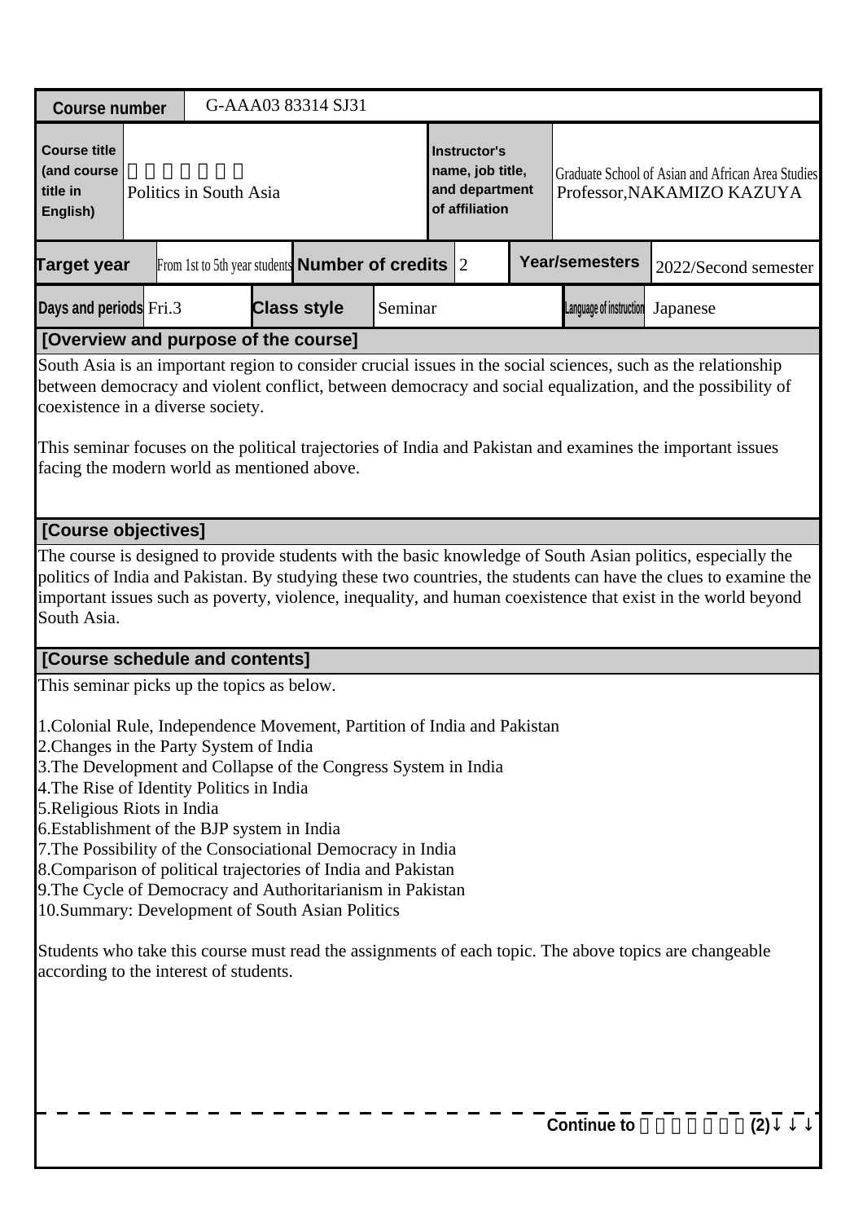| Course number | G-AAA03 83314 SJ31 | | | | | | |
|---|---|---|---|---|---|---|---|
| Course title (and course title in English) | 南アジア政治論 Politics in South Asia | | | Instructor's name, job title, and department of affiliation | Graduate School of Asian and African Area Studies Professor,NAKAMIZO KAZUYA | | |
| Target year | From 1st to 5th year students | Number of credits | 2 | Year/semesters | 2022/Second semester | | |
| Days and periods | Fri.3 | Class style | Seminar | Language of instruction | Japanese | | |

**[Overview and purpose of the course]**

South Asia is an important region to consider crucial issues in the social sciences, such as the relationship between democracy and violent conflict, between democracy and social equalization, and the possibility of coexistence in a diverse society.

This seminar focuses on the political trajectories of India and Pakistan and examines the important issues facing the modern world as mentioned above.

**[Course objectives]**

The course is designed to provide students with the basic knowledge of South Asian politics, especially the politics of India and Pakistan. By studying these two countries, the students can have the clues to examine the important issues such as poverty, violence, inequality, and human coexistence that exist in the world beyond South Asia.

**[Course schedule and contents]**

This seminar picks up the topics as below.

1.Colonial Rule, Independence Movement, Partition of India and Pakistan
2.Changes in the Party System of India
3.The Development and Collapse of the Congress System in India
4.The Rise of Identity Politics in India
5.Religious Riots in India
6.Establishment of the BJP system in India
7.The Possibility of the Consociational Democracy in India
8.Comparison of political trajectories of India and Pakistan
9.The Cycle of Democracy and Authoritarianism in Pakistan
10.Summary: Development of South Asian Politics

Students who take this course must read the assignments of each topic. The above topics are changeable according to the interest of students.

Continue to 南アジア政治論(2)↓↓↓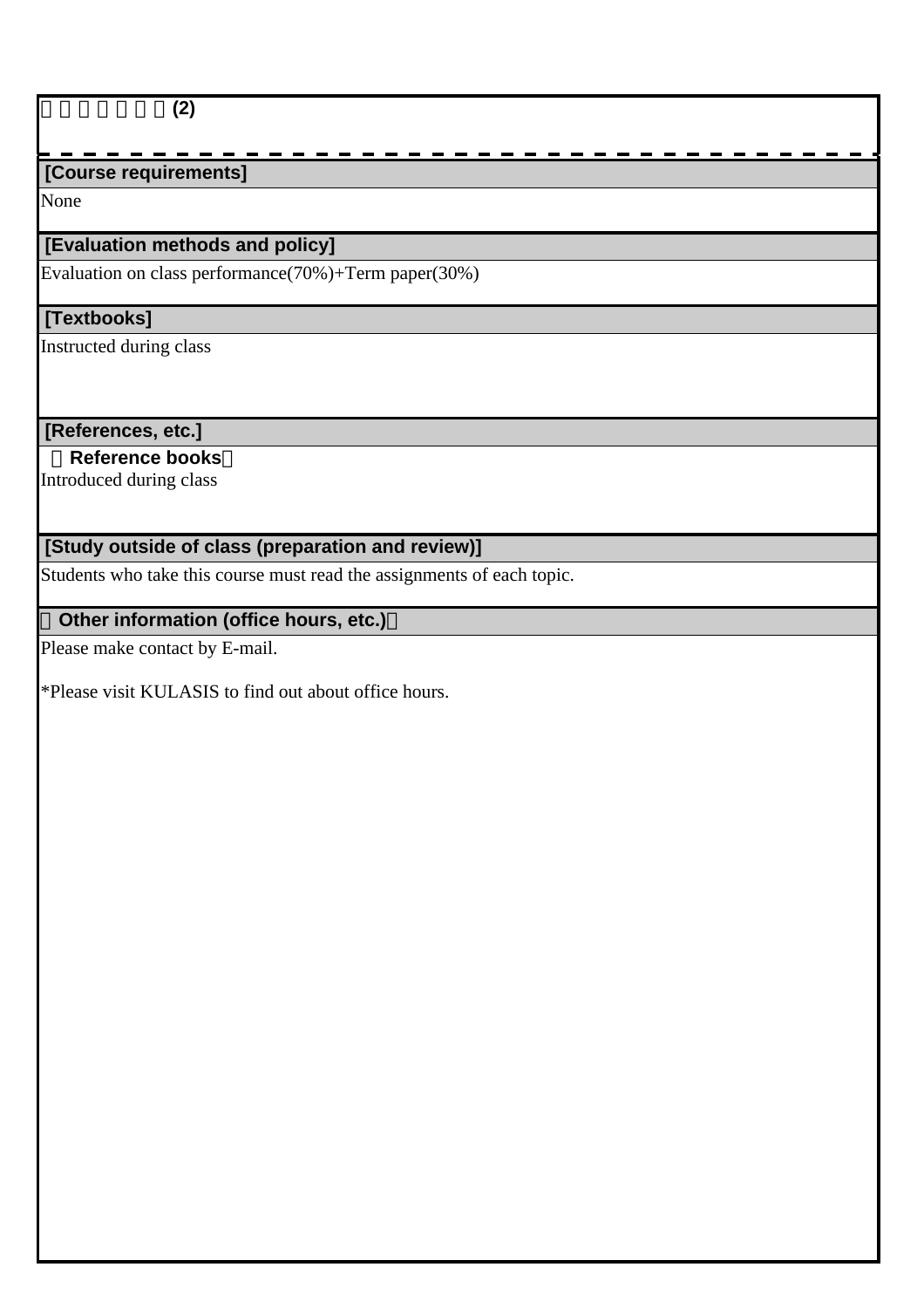□□□□□□(2)

## [Course requirements]

None

## [Evaluation methods and policy]

Evaluation on class performance(70%)+Term paper(30%)

## [Textbooks]

Instructed during class

## [References, etc.]

**□Reference books□**

Introduced during class

## [Study outside of class (preparation and review)]

Students who take this course must read the assignments of each topic.

## □Other information (office hours, etc.)□

Please make contact by E-mail.

*Please visit KULASIS to find out about office hours.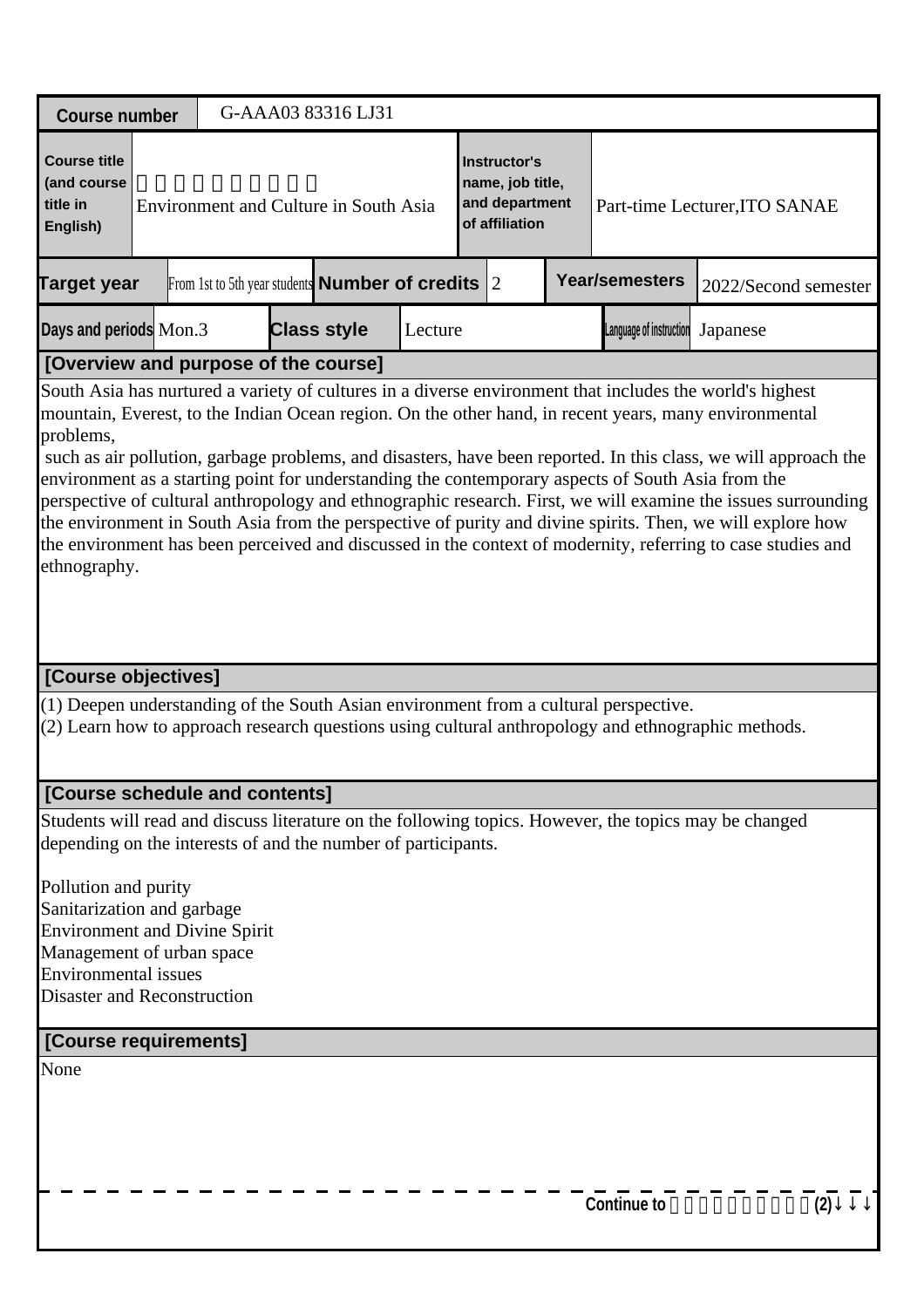| Course number | G-AAA03 83316 LJ31 | | | | |
|---|---|---|---|---|---|
| Course title (and course title in English) | Environment and Culture in South Asia | Instructor's name, job title, and department of affiliation | Part-time Lecturer,ITO SANAE | | |
| Target year | From 1st to 5th year students | Number of credits | 2 | Year/semesters | 2022/Second semester |
| Days and periods | Mon.3 | Class style | Lecture | Language of instruction | Japanese |

**[Overview and purpose of the course]**

South Asia has nurtured a variety of cultures in a diverse environment that includes the world's highest mountain, Everest, to the Indian Ocean region. On the other hand, in recent years, many environmental problems,
 such as air pollution, garbage problems, and disasters, have been reported. In this class, we will approach the environment as a starting point for understanding the contemporary aspects of South Asia from the perspective of cultural anthropology and ethnographic research. First, we will examine the issues surrounding the environment in South Asia from the perspective of purity and divine spirits. Then, we will explore how the environment has been perceived and discussed in the context of modernity, referring to case studies and ethnography.

**[Course objectives]**

(1) Deepen understanding of the South Asian environment from a cultural perspective.
(2) Learn how to approach research questions using cultural anthropology and ethnographic methods.

**[Course schedule and contents]**

Students will read and discuss literature on the following topics. However, the topics may be changed depending on the interests of and the number of participants.

Pollution and purity
Sanitarization and garbage
Environment and Divine Spirit
Management of urban space
Environmental issues
Disaster and Reconstruction

**[Course requirements]**

None

Continue to (2)↓↓↓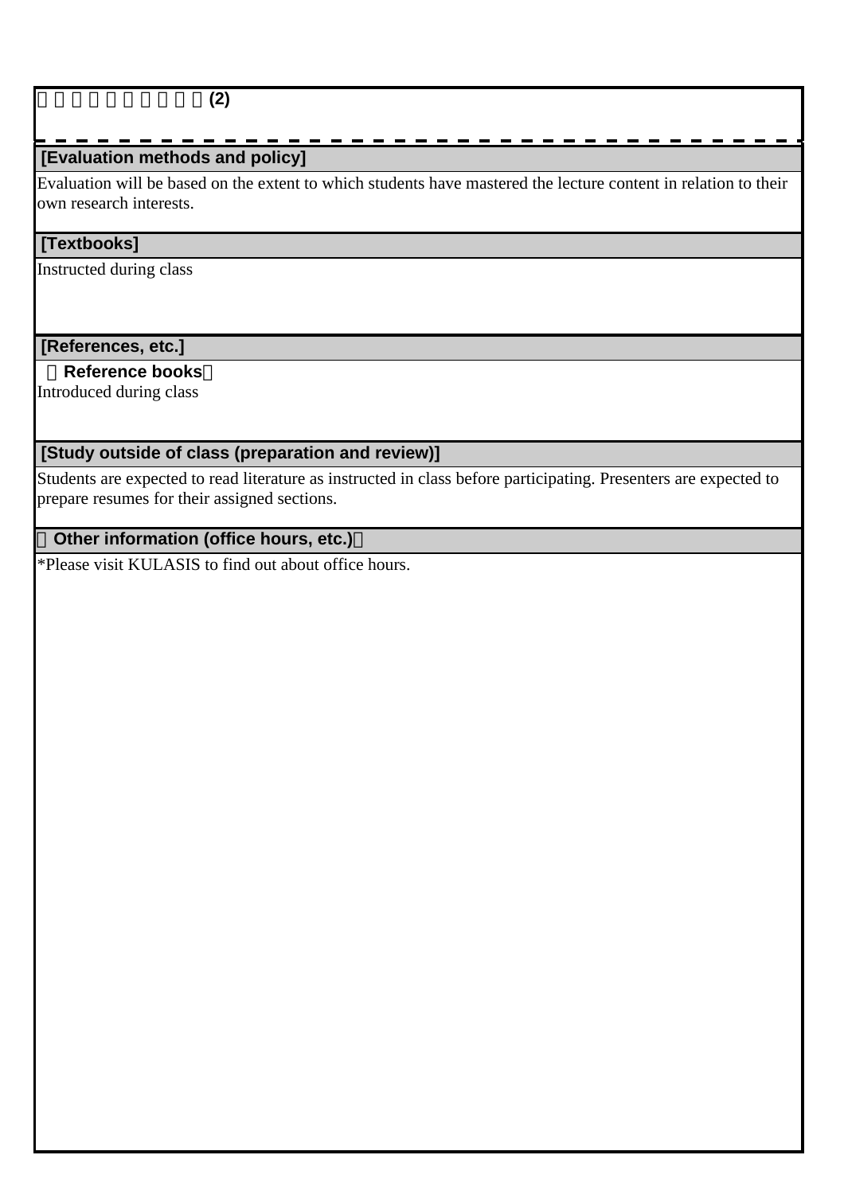□□□□□□□□□□(2)

## [Evaluation methods and policy]

Evaluation will be based on the extent to which students have mastered the lecture content in relation to their own research interests.

## [Textbooks]

Instructed during class

## [References, etc.]

**（Reference books）**

Introduced during class

## [Study outside of class (preparation and review)]

Students are expected to read literature as instructed in class before participating. Presenters are expected to prepare resumes for their assigned sections.

## （Other information (office hours, etc.)）

*Please visit KULASIS to find out about office hours.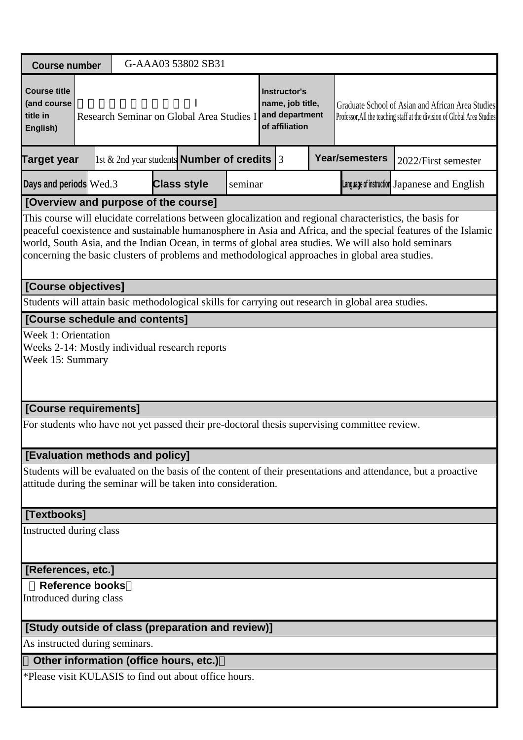| Course number | G-AAA03 53802 SB31 | | | | | |
|---|---|---|---|---|---|---|
| Course title (and course title in English) | Research Seminar on Global Area Studies I | | Instructor's name, job title, and department of affiliation | Graduate School of Asian and African Area Studies Professor,All the teaching staff at the division of Global Area Studies | | |
| Target year | 1st & 2nd year students | Number of credits | 3 | Year/semesters | 2022/First semester | |
| Days and periods | Wed.3 | Class style | seminar | Language of instruction | Japanese and English | |

## [Overview and purpose of the course]

This course will elucidate correlations between glocalization and regional characteristics, the basis for peaceful coexistence and sustainable humanosphere in Asia and Africa, and the special features of the Islamic world, South Asia, and the Indian Ocean, in terms of global area studies. We will also hold seminars concerning the basic clusters of problems and methodological approaches in global area studies.

## [Course objectives]

Students will attain basic methodological skills for carrying out research in global area studies.

## [Course schedule and contents]

Week 1: Orientation
Weeks 2-14: Mostly individual research reports
Week 15: Summary

## [Course requirements]

For students who have not yet passed their pre-doctoral thesis supervising committee review.

## [Evaluation methods and policy]

Students will be evaluated on the basis of the content of their presentations and attendance, but a proactive attitude during the seminar will be taken into consideration.

## [Textbooks]

Instructed during class

## [References, etc.]

**Reference books**

Introduced during class

## [Study outside of class (preparation and review)]

As instructed during seminars.

## Other information (office hours, etc.)

*Please visit KULASIS to find out about office hours.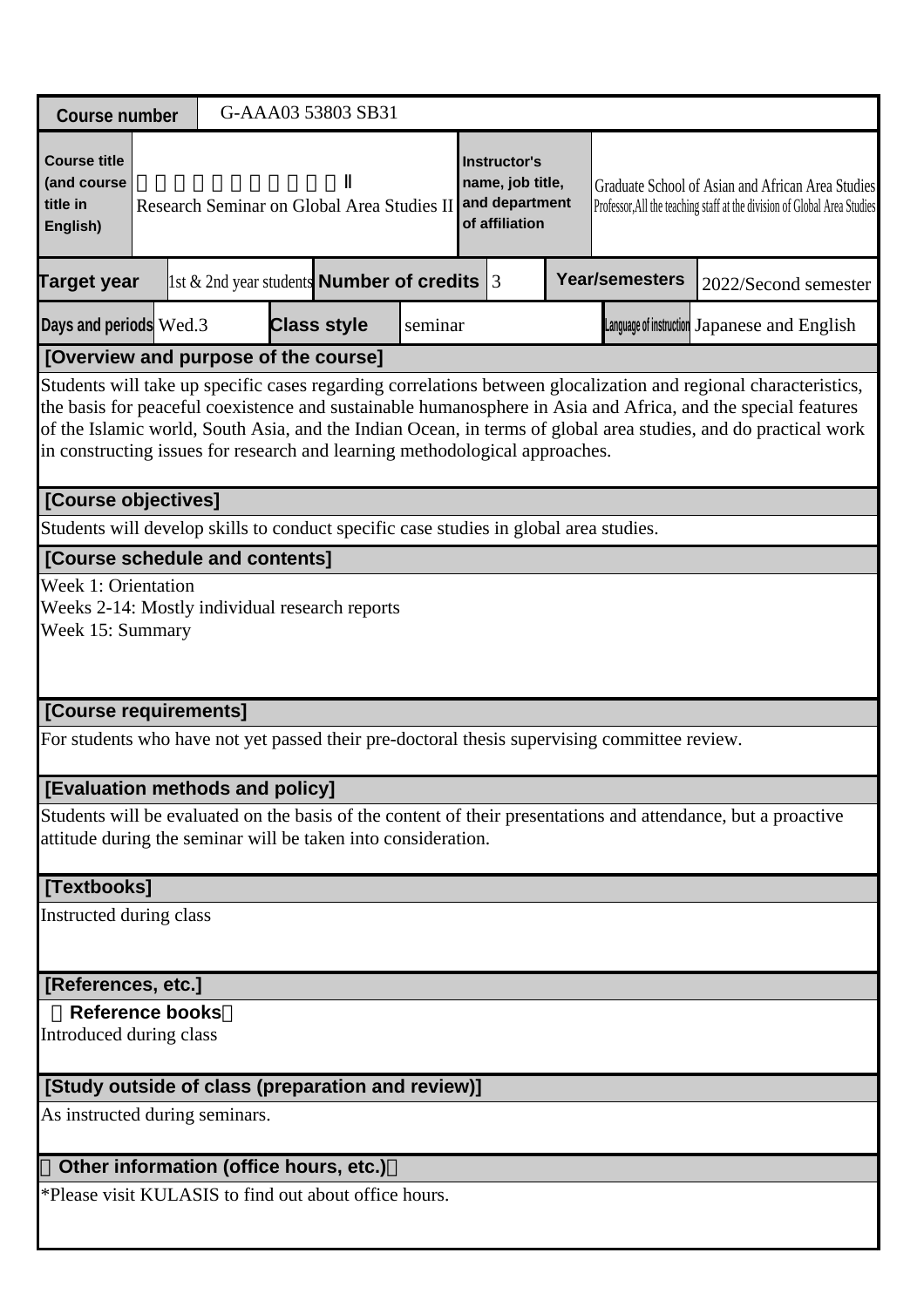| Course number | G-AAA03 53803 SB31 | | |
|---|---|---|---|
| Course title (and course title in English) | Ⅱ Research Seminar on Global Area Studies II | Instructor's name, job title, and department of affiliation | Graduate School of Asian and African Area Studies Professor,All the teaching staff at the division of Global Area Studies |

| Target year | 1st & 2nd year students | Number of credits | 3 | Year/semesters | 2022/Second semester |
|---|---|---|---|---|---|
| Days and periods | Wed.3 | Class style | seminar | Language of instruction | Japanese and English |

## [Overview and purpose of the course]

Students will take up specific cases regarding correlations between glocalization and regional characteristics, the basis for peaceful coexistence and sustainable humanosphere in Asia and Africa, and the special features of the Islamic world, South Asia, and the Indian Ocean, in terms of global area studies, and do practical work in constructing issues for research and learning methodological approaches.

## [Course objectives]

Students will develop skills to conduct specific case studies in global area studies.

## [Course schedule and contents]

Week 1: Orientation
Weeks 2-14: Mostly individual research reports
Week 15: Summary

## [Course requirements]

For students who have not yet passed their pre-doctoral thesis supervising committee review.

## [Evaluation methods and policy]

Students will be evaluated on the basis of the content of their presentations and attendance, but a proactive attitude during the seminar will be taken into consideration.

## [Textbooks]

Instructed during class

## [References, etc.]

**Reference books**

Introduced during class

## [Study outside of class (preparation and review)]

As instructed during seminars.

## Other information (office hours, etc.)

*Please visit KULASIS to find out about office hours.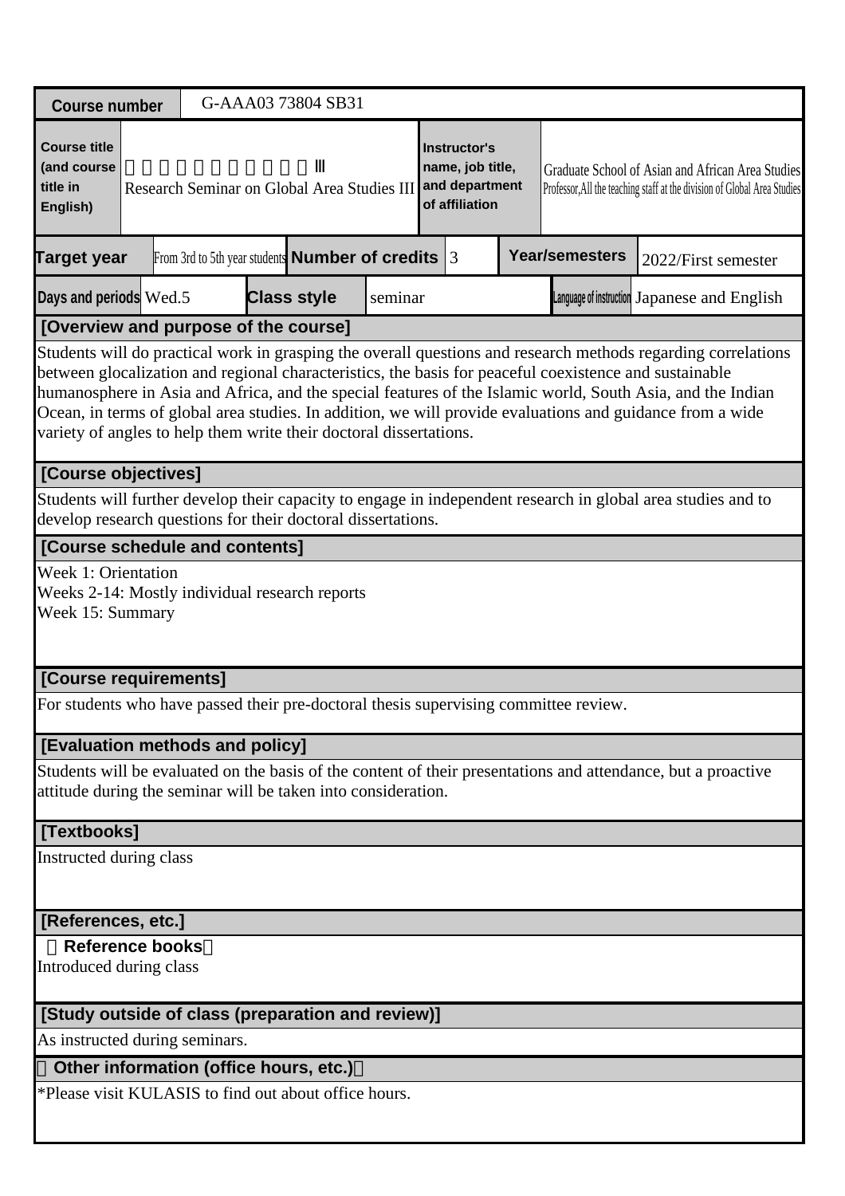| Course number | G-AAA03 73804 SB31 | | | | |
|---|---|---|---|---|---|
| Course title (and course title in English) | 　　　　　　　　　　Ⅲ<br>Research Seminar on Global Area Studies III | | Instructor's name, job title, and department of affiliation | Graduate School of Asian and African Area Studies<br>Professor,All the teaching staff at the division of Global Area Studies | |
| Target year | From 3rd to 5th year students | Number of credits | 3 | Year/semesters | 2022/First semester |
| Days and periods | Wed.5 | Class style | seminar | Language of instruction | Japanese and English |

**[Overview and purpose of the course]**

Students will do practical work in grasping the overall questions and research methods regarding correlations between glocalization and regional characteristics, the basis for peaceful coexistence and sustainable humanosphere in Asia and Africa, and the special features of the Islamic world, South Asia, and the Indian Ocean, in terms of global area studies. In addition, we will provide evaluations and guidance from a wide variety of angles to help them write their doctoral dissertations.

**[Course objectives]**

Students will further develop their capacity to engage in independent research in global area studies and to develop research questions for their doctoral dissertations.

**[Course schedule and contents]**

Week 1: Orientation
Weeks 2-14: Mostly individual research reports
Week 15: Summary

**[Course requirements]**

For students who have passed their pre-doctoral thesis supervising committee review.

**[Evaluation methods and policy]**

Students will be evaluated on the basis of the content of their presentations and attendance, but a proactive attitude during the seminar will be taken into consideration.

**[Textbooks]**

Instructed during class

**[References, etc.]**

**Reference books**

Introduced during class

**[Study outside of class (preparation and review)]**

As instructed during seminars.

**Other information (office hours, etc.)**

*Please visit KULASIS to find out about office hours.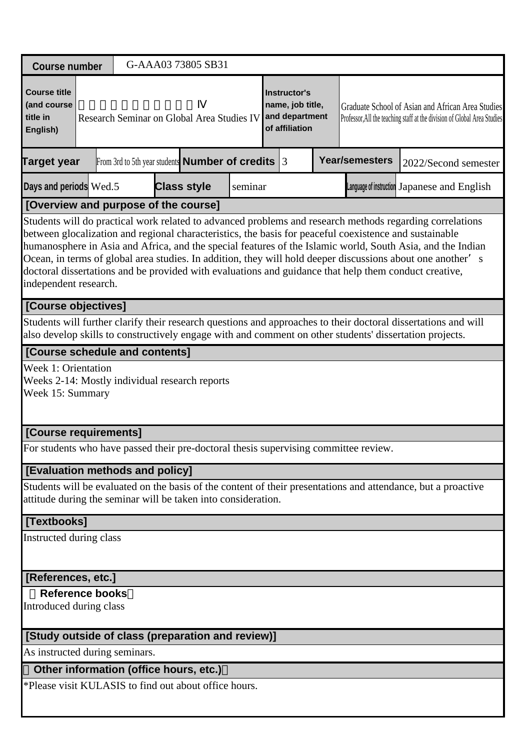| Course number | G-AAA03 73805 SB31 | | | | |
|---|---|---|---|---|---|
| Course title (and course title in English) | Ⅳ<br>Research Seminar on Global Area Studies IV | Instructor's name, job title, and department of affiliation | Graduate School of Asian and African Area Studies<br>Professor,All the teaching staff at the division of Global Area Studies | | |
| Target year | From 3rd to 5th year students | Number of credits | 3 | Year/semesters | 2022/Second semester |
| Days and periods | Wed.5 | Class style | seminar | Language of instruction | Japanese and English |

**[Overview and purpose of the course]**

Students will do practical work related to advanced problems and research methods regarding correlations between glocalization and regional characteristics, the basis for peaceful coexistence and sustainable humanosphere in Asia and Africa, and the special features of the Islamic world, South Asia, and the Indian Ocean, in terms of global area studies. In addition, they will hold deeper discussions about one another's doctoral dissertations and be provided with evaluations and guidance that help them conduct creative, independent research.

**[Course objectives]**

Students will further clarify their research questions and approaches to their doctoral dissertations and will also develop skills to constructively engage with and comment on other students' dissertation projects.

**[Course schedule and contents]**

Week 1: Orientation
Weeks 2-14: Mostly individual research reports
Week 15: Summary

**[Course requirements]**

For students who have passed their pre-doctoral thesis supervising committee review.

**[Evaluation methods and policy]**

Students will be evaluated on the basis of the content of their presentations and attendance, but a proactive attitude during the seminar will be taken into consideration.

**[Textbooks]**

Instructed during class

**[References, etc.]**

**Reference books**

Introduced during class

**[Study outside of class (preparation and review)]**

As instructed during seminars.

**Other information (office hours, etc.)**

*Please visit KULASIS to find out about office hours.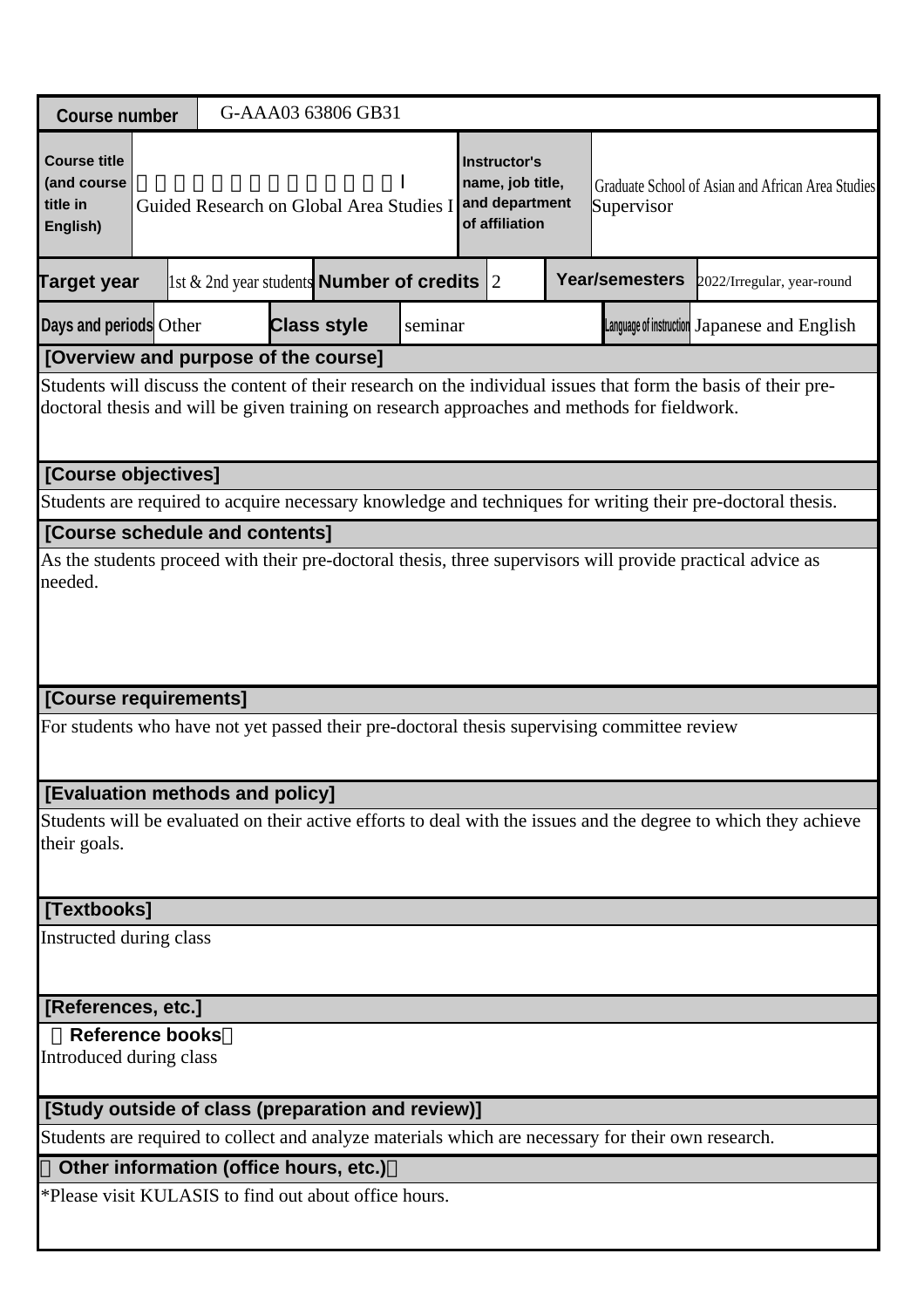| Course number | G-AAA03 63806 GB31 | | | | | |
|---|---|---|---|---|---|---|
| Course title (and course title in English) | 　　　　　　　　　　　　　Ⅰ<br>Guided Research on Global Area Studies I | | | Instructor's name, job title, and department of affiliation | Graduate School of Asian and African Area Studies<br>Supervisor | |
| Target year | 1st & 2nd year students | Number of credits | 2 | Year/semesters | 2022/Irregular, year-round | |
| Days and periods | Other | Class style | seminar | Language of instruction | Japanese and English | |

## [Overview and purpose of the course]

Students will discuss the content of their research on the individual issues that form the basis of their pre-doctoral thesis and will be given training on research approaches and methods for fieldwork.

## [Course objectives]

Students are required to acquire necessary knowledge and techniques for writing their pre-doctoral thesis.

## [Course schedule and contents]

As the students proceed with their pre-doctoral thesis, three supervisors will provide practical advice as needed.

## [Course requirements]

For students who have not yet passed their pre-doctoral thesis supervising committee review

## [Evaluation methods and policy]

Students will be evaluated on their active efforts to deal with the issues and the degree to which they achieve their goals.

## [Textbooks]

Instructed during class

## [References, etc.]

**Reference books**

Introduced during class

## [Study outside of class (preparation and review)]

Students are required to collect and analyze materials which are necessary for their own research.

## Other information (office hours, etc.)

*Please visit KULASIS to find out about office hours.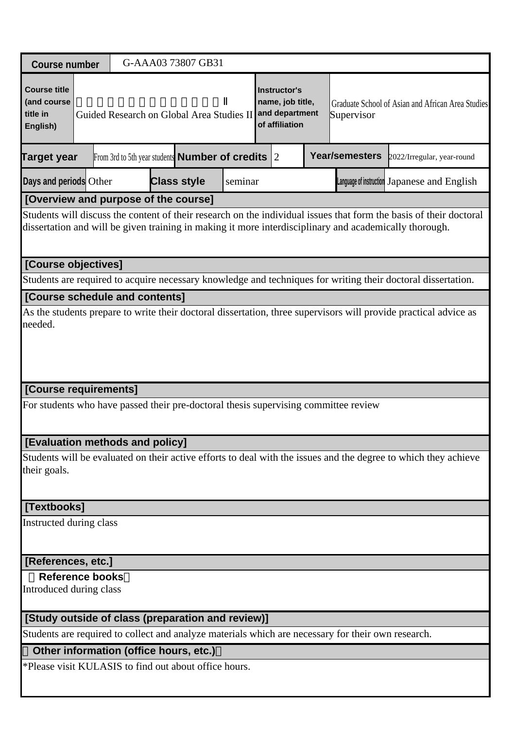| Course number | G-AAA03 73807 GB31 | | | | | |
|---|---|---|---|---|---|---|
| Course title (and course title in English) | 　　　　　　　　　　　　Ⅱ<br>Guided Research on Global Area Studies II | | Instructor's name, job title, and department of affiliation | Graduate School of Asian and African Area Studies<br>Supervisor | | |
| Target year | From 3rd to 5th year students | Number of credits | 2 | Year/semesters | 2022/Irregular, year-round | |
| Days and periods | Other | Class style | seminar | Language of instruction | Japanese and English | |

## [Overview and purpose of the course]

Students will discuss the content of their research on the individual issues that form the basis of their doctoral dissertation and will be given training in making it more interdisciplinary and academically thorough.

## [Course objectives]

Students are required to acquire necessary knowledge and techniques for writing their doctoral dissertation.

## [Course schedule and contents]

As the students prepare to write their doctoral dissertation, three supervisors will provide practical advice as needed.

## [Course requirements]

For students who have passed their pre-doctoral thesis supervising committee review

## [Evaluation methods and policy]

Students will be evaluated on their active efforts to deal with the issues and the degree to which they achieve their goals.

## [Textbooks]

Instructed during class

## [References, etc.]

**Reference books**

Introduced during class

## [Study outside of class (preparation and review)]

Students are required to collect and analyze materials which are necessary for their own research.

## Other information (office hours, etc.)

*Please visit KULASIS to find out about office hours.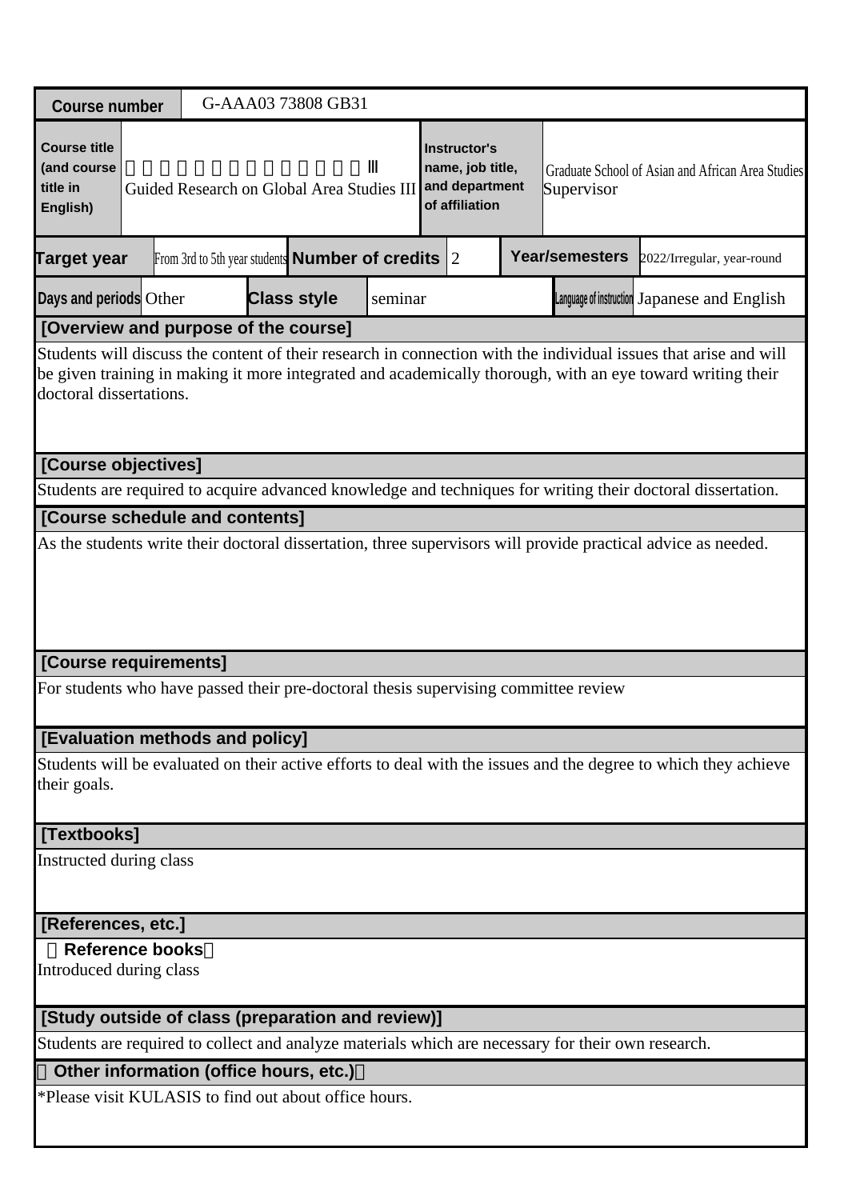| Course number | G-AAA03 73808 GB31 | | | | | |
|---|---|---|---|---|---|---|
| Course title (and course title in English) | 　　　　　　　　　　　　　Ⅲ<br>Guided Research on Global Area Studies III | | Instructor's name, job title, and department of affiliation | Graduate School of Asian and African Area Studies<br>Supervisor | | |
| Target year | From 3rd to 5th year students | Number of credits | 2 | Year/semesters | 2022/Irregular, year-round | |
| Days and periods | Other | Class style | seminar | Language of instruction | Japanese and English | |

### [Overview and purpose of the course]

Students will discuss the content of their research in connection with the individual issues that arise and will be given training in making it more integrated and academically thorough, with an eye toward writing their doctoral dissertations.

### [Course objectives]

Students are required to acquire advanced knowledge and techniques for writing their doctoral dissertation.

### [Course schedule and contents]

As the students write their doctoral dissertation, three supervisors will provide practical advice as needed.

### [Course requirements]

For students who have passed their pre-doctoral thesis supervising committee review

### [Evaluation methods and policy]

Students will be evaluated on their active efforts to deal with the issues and the degree to which they achieve their goals.

### [Textbooks]

Instructed during class

### [References, etc.]

**Reference books**

Introduced during class

### [Study outside of class (preparation and review)]

Students are required to collect and analyze materials which are necessary for their own research.

### Other information (office hours, etc.)

*Please visit KULASIS to find out about office hours.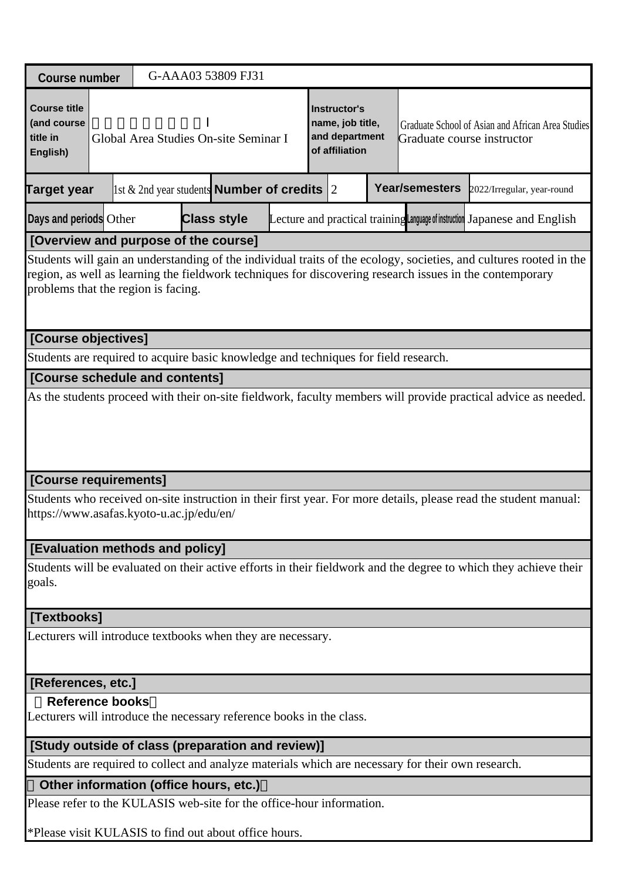| Course number | G-AAA03 53809 FJ31 | | | | | |
|---|---|---|---|---|---|---|
| Course title (and course title in English) | 　　　　　　　　Ｉ<br>Global Area Studies On-site Seminar I | | | Instructor's name, job title, and department of affiliation | Graduate School of Asian and African Area Studies<br>Graduate course instructor | |
| Target year | 1st & 2nd year students | Number of credits | 2 | Year/semesters | 2022/Irregular, year-round | |
| Days and periods | Other | Class style | Lecture and practical training | Language of instruction | Japanese and English | |

**[Overview and purpose of the course]**

Students will gain an understanding of the individual traits of the ecology, societies, and cultures rooted in the region, as well as learning the fieldwork techniques for discovering research issues in the contemporary problems that the region is facing.

**[Course objectives]**

Students are required to acquire basic knowledge and techniques for field research.

**[Course schedule and contents]**

As the students proceed with their on-site fieldwork, faculty members will provide practical advice as needed.

**[Course requirements]**

Students who received on-site instruction in their first year. For more details, please read the student manual: https://www.asafas.kyoto-u.ac.jp/edu/en/

**[Evaluation methods and policy]**

Students will be evaluated on their active efforts in their fieldwork and the degree to which they achieve their goals.

**[Textbooks]**

Lecturers will introduce textbooks when they are necessary.

**[References, etc.]**

**Reference books**

Lecturers will introduce the necessary reference books in the class.

**[Study outside of class (preparation and review)]**

Students are required to collect and analyze materials which are necessary for their own research.

**Other information (office hours, etc.)**

Please refer to the KULASIS web-site for the office-hour information.

*Please visit KULASIS to find out about office hours.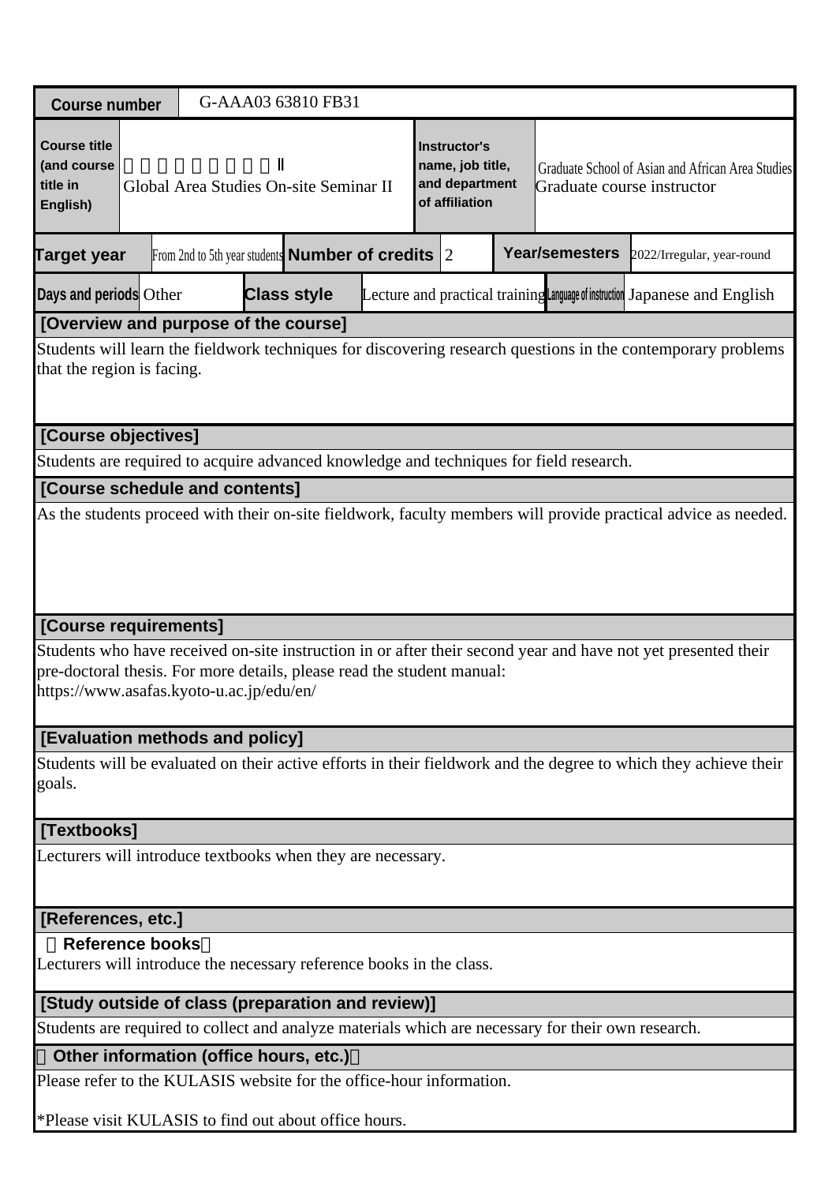| Course number | G-AAA03 63810 FB31 | | | | | | |
|---|---|---|---|---|---|---|---|
| Course title (and course title in English) | 　　　　　　　　Ⅱ<br>Global Area Studies On-site Seminar II | | | Instructor's name, job title, and department of affiliation | Graduate School of Asian and African Area Studies<br>Graduate course instructor | | |
| Target year | From 2nd to 5th year students | Number of credits | 2 | Year/semesters | 2022/Irregular, year-round | | |
| Days and periods | Other | Class style | Lecture and practical training | Language of instruction | Japanese and English | | |

**[Overview and purpose of the course]**

Students will learn the fieldwork techniques for discovering research questions in the contemporary problems that the region is facing.

**[Course objectives]**

Students are required to acquire advanced knowledge and techniques for field research.

**[Course schedule and contents]**

As the students proceed with their on-site fieldwork, faculty members will provide practical advice as needed.

**[Course requirements]**

Students who have received on-site instruction in or after their second year and have not yet presented their pre-doctoral thesis. For more details, please read the student manual:
https://www.asafas.kyoto-u.ac.jp/edu/en/

**[Evaluation methods and policy]**

Students will be evaluated on their active efforts in their fieldwork and the degree to which they achieve their goals.

**[Textbooks]**

Lecturers will introduce textbooks when they are necessary.

**[References, etc.]**

**Reference books**

Lecturers will introduce the necessary reference books in the class.

**[Study outside of class (preparation and review)]**

Students are required to collect and analyze materials which are necessary for their own research.

**Other information (office hours, etc.)**

Please refer to the KULASIS website for the office-hour information.

*Please visit KULASIS to find out about office hours.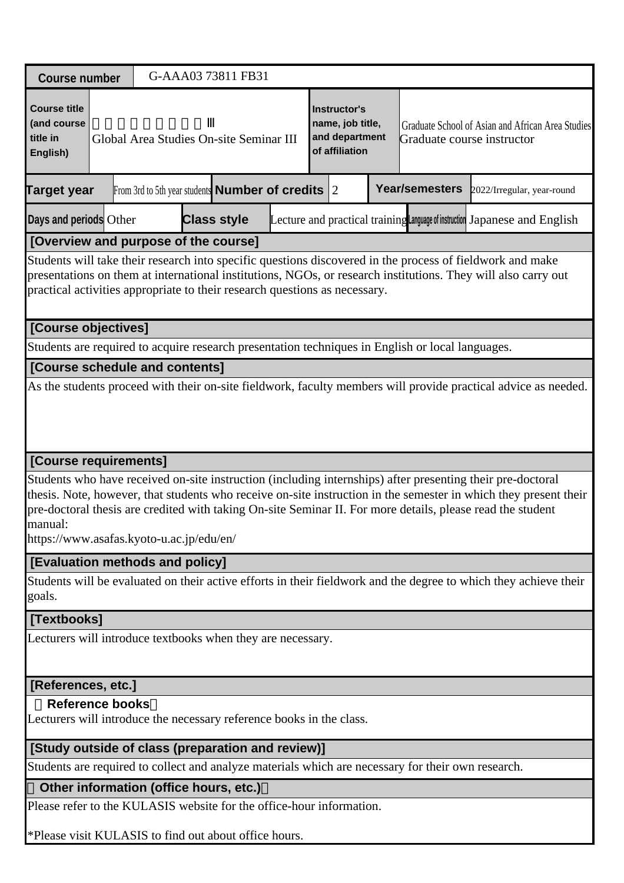| | | | | | | | |
|---|---|---|---|---|---|---|---|
| **Course number** | G-AAA03 73811 FB31 | | | | | | |
| **Course title (and course title in English)** | 　　　　　　　　Ⅲ<br>Global Area Studies On-site Seminar III | | | **Instructor's name, job title, and department of affiliation** | Graduate School of Asian and African Area Studies<br>Graduate course instructor | | |
| **Target year** | From 3rd to 5th year students | **Number of credits** | 2 | **Year/semesters** | 2022/Irregular, year-round | | |
| **Days and periods** | Other | **Class style** | Lecture and practical training | **Language of instruction** | Japanese and English | | |

**[Overview and purpose of the course]**

Students will take their research into specific questions discovered in the process of fieldwork and make presentations on them at international institutions, NGOs, or research institutions. They will also carry out practical activities appropriate to their research questions as necessary.

**[Course objectives]**

Students are required to acquire research presentation techniques in English or local languages.

**[Course schedule and contents]**

As the students proceed with their on-site fieldwork, faculty members will provide practical advice as needed.

**[Course requirements]**

Students who have received on-site instruction (including internships) after presenting their pre-doctoral thesis. Note, however, that students who receive on-site instruction in the semester in which they present their pre-doctoral thesis are credited with taking On-site Seminar II. For more details, please read the student manual:
https://www.asafas.kyoto-u.ac.jp/edu/en/

**[Evaluation methods and policy]**

Students will be evaluated on their active efforts in their fieldwork and the degree to which they achieve their goals.

**[Textbooks]**

Lecturers will introduce textbooks when they are necessary.

**[References, etc.]**

**Reference books**

Lecturers will introduce the necessary reference books in the class.

**[Study outside of class (preparation and review)]**

Students are required to collect and analyze materials which are necessary for their own research.

**Other information (office hours, etc.)**

Please refer to the KULASIS website for the office-hour information.

*Please visit KULASIS to find out about office hours.